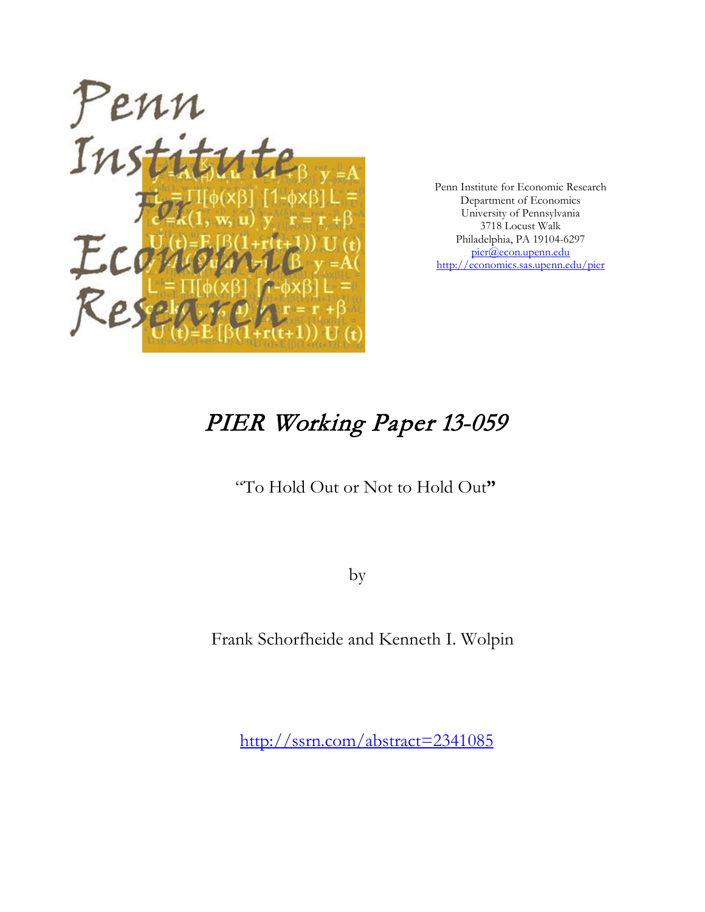Penn Institute for Economic Research
Department of Economics
University of Pennsylvania
3718 Locust Walk
Philadelphia, PA 19104-6297
pier@econ.upenn.edu
http://economics.sas.upenn.edu/pier

# *PIER Working Paper 13-059*

"To Hold Out or Not to Hold Out"

by

Frank Schorfheide and Kenneth I. Wolpin

http://ssrn.com/abstract=2341085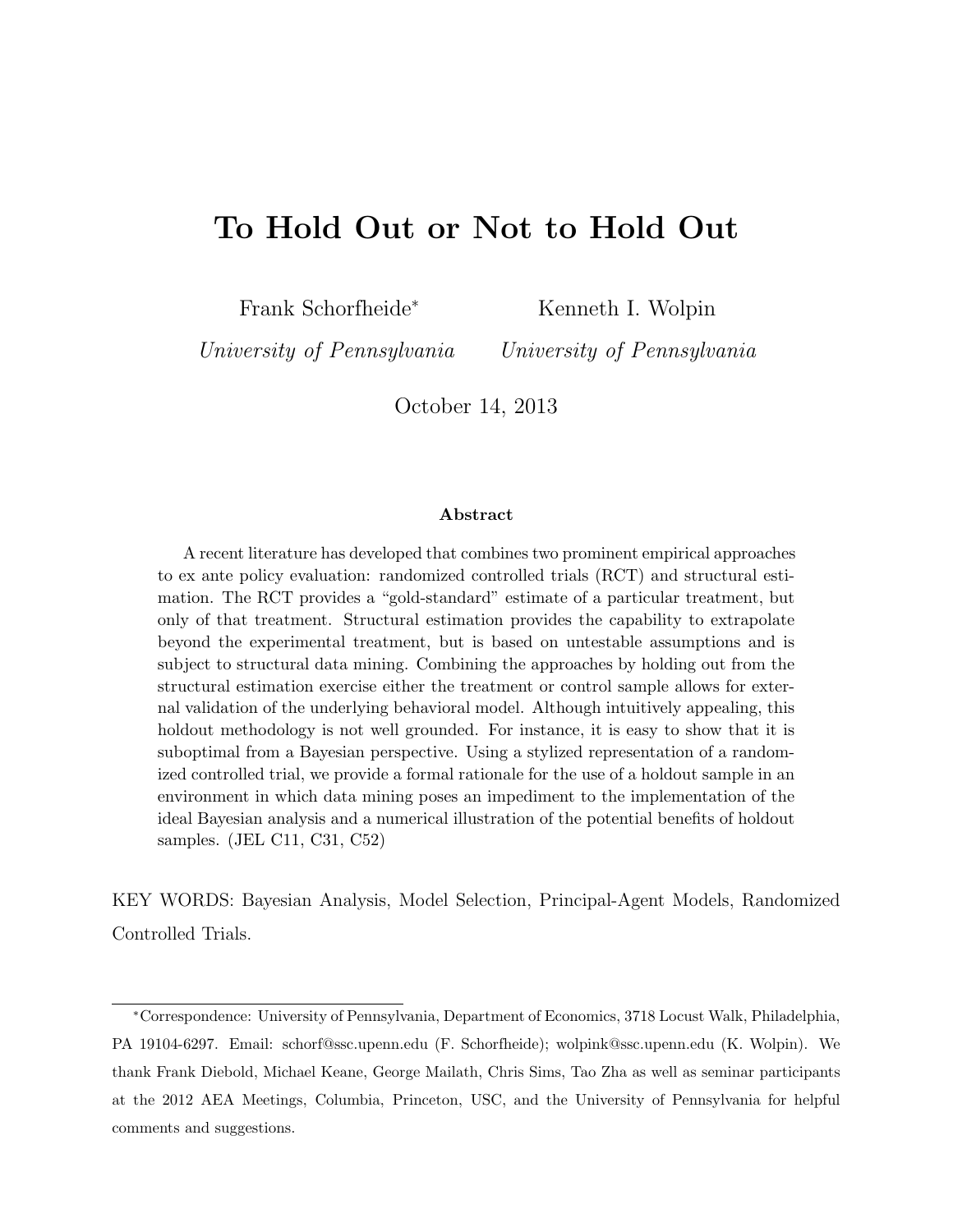# To Hold Out or Not to Hold Out

Frank Schorfheide*
*University of Pennsylvania*

Kenneth I. Wolpin
*University of Pennsylvania*

October 14, 2013

### Abstract

A recent literature has developed that combines two prominent empirical approaches to ex ante policy evaluation: randomized controlled trials (RCT) and structural estimation. The RCT provides a "gold-standard" estimate of a particular treatment, but only of that treatment. Structural estimation provides the capability to extrapolate beyond the experimental treatment, but is based on untestable assumptions and is subject to structural data mining. Combining the approaches by holding out from the structural estimation exercise either the treatment or control sample allows for external validation of the underlying behavioral model. Although intuitively appealing, this holdout methodology is not well grounded. For instance, it is easy to show that it is suboptimal from a Bayesian perspective. Using a stylized representation of a randomized controlled trial, we provide a formal rationale for the use of a holdout sample in an environment in which data mining poses an impediment to the implementation of the ideal Bayesian analysis and a numerical illustration of the potential benefits of holdout samples. (JEL C11, C31, C52)

KEY WORDS: Bayesian Analysis, Model Selection, Principal-Agent Models, Randomized Controlled Trials.

*Correspondence: University of Pennsylvania, Department of Economics, 3718 Locust Walk, Philadelphia, PA 19104-6297. Email: schorf@ssc.upenn.edu (F. Schorfheide); wolpink@ssc.upenn.edu (K. Wolpin). We thank Frank Diebold, Michael Keane, George Mailath, Chris Sims, Tao Zha as well as seminar participants at the 2012 AEA Meetings, Columbia, Princeton, USC, and the University of Pennsylvania for helpful comments and suggestions.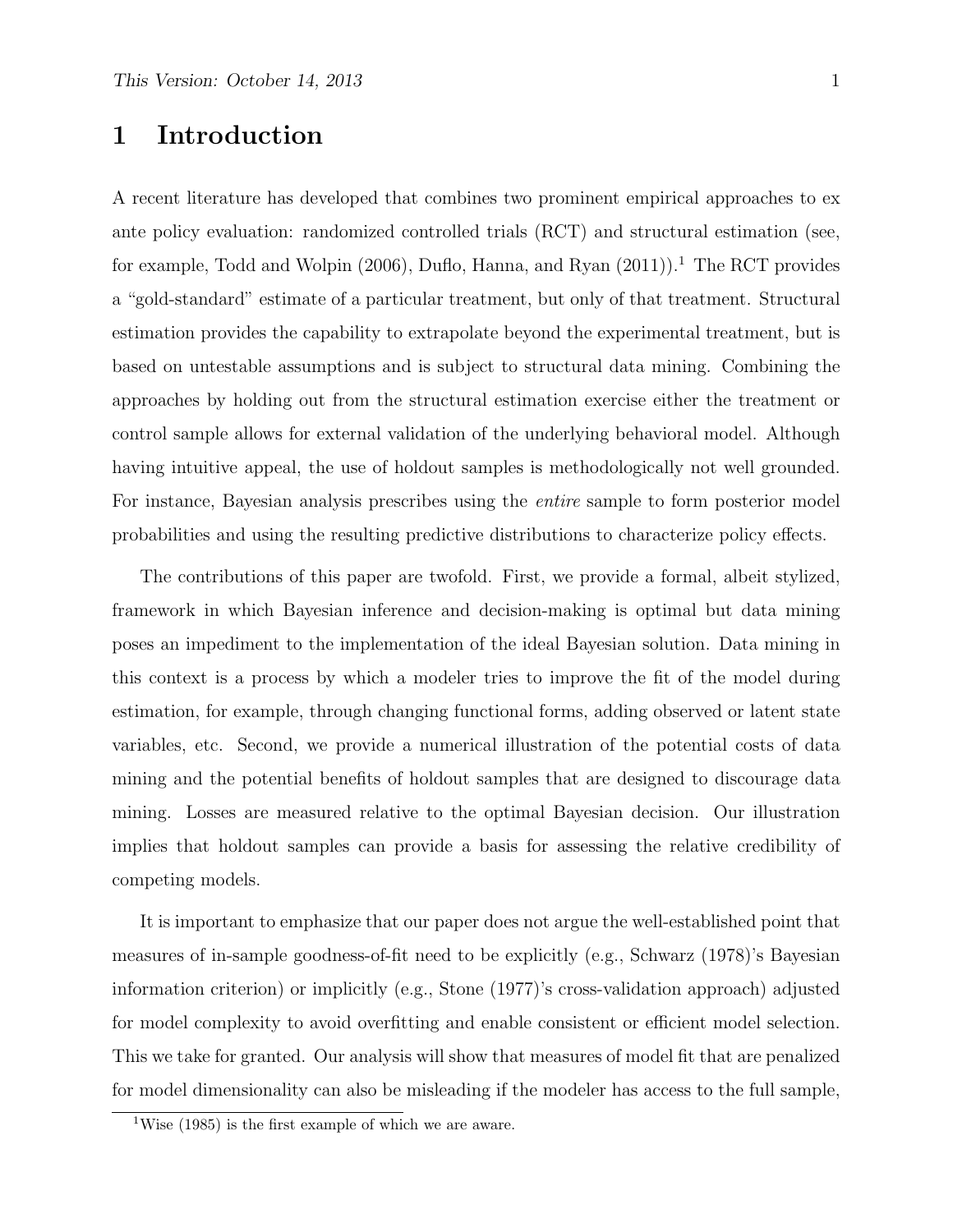# 1 Introduction

A recent literature has developed that combines two prominent empirical approaches to ex ante policy evaluation: randomized controlled trials (RCT) and structural estimation (see, for example, Todd and Wolpin (2006), Duflo, Hanna, and Ryan (2011)).[1] The RCT provides a "gold-standard" estimate of a particular treatment, but only of that treatment. Structural estimation provides the capability to extrapolate beyond the experimental treatment, but is based on untestable assumptions and is subject to structural data mining. Combining the approaches by holding out from the structural estimation exercise either the treatment or control sample allows for external validation of the underlying behavioral model. Although having intuitive appeal, the use of holdout samples is methodologically not well grounded. For instance, Bayesian analysis prescribes using the *entire* sample to form posterior model probabilities and using the resulting predictive distributions to characterize policy effects.

The contributions of this paper are twofold. First, we provide a formal, albeit stylized, framework in which Bayesian inference and decision-making is optimal but data mining poses an impediment to the implementation of the ideal Bayesian solution. Data mining in this context is a process by which a modeler tries to improve the fit of the model during estimation, for example, through changing functional forms, adding observed or latent state variables, etc. Second, we provide a numerical illustration of the potential costs of data mining and the potential benefits of holdout samples that are designed to discourage data mining. Losses are measured relative to the optimal Bayesian decision. Our illustration implies that holdout samples can provide a basis for assessing the relative credibility of competing models.

It is important to emphasize that our paper does not argue the well-established point that measures of in-sample goodness-of-fit need to be explicitly (e.g., Schwarz (1978)'s Bayesian information criterion) or implicitly (e.g., Stone (1977)'s cross-validation approach) adjusted for model complexity to avoid overfitting and enable consistent or efficient model selection. This we take for granted. Our analysis will show that measures of model fit that are penalized for model dimensionality can also be misleading if the modeler has access to the full sample,

[1] Wise (1985) is the first example of which we are aware.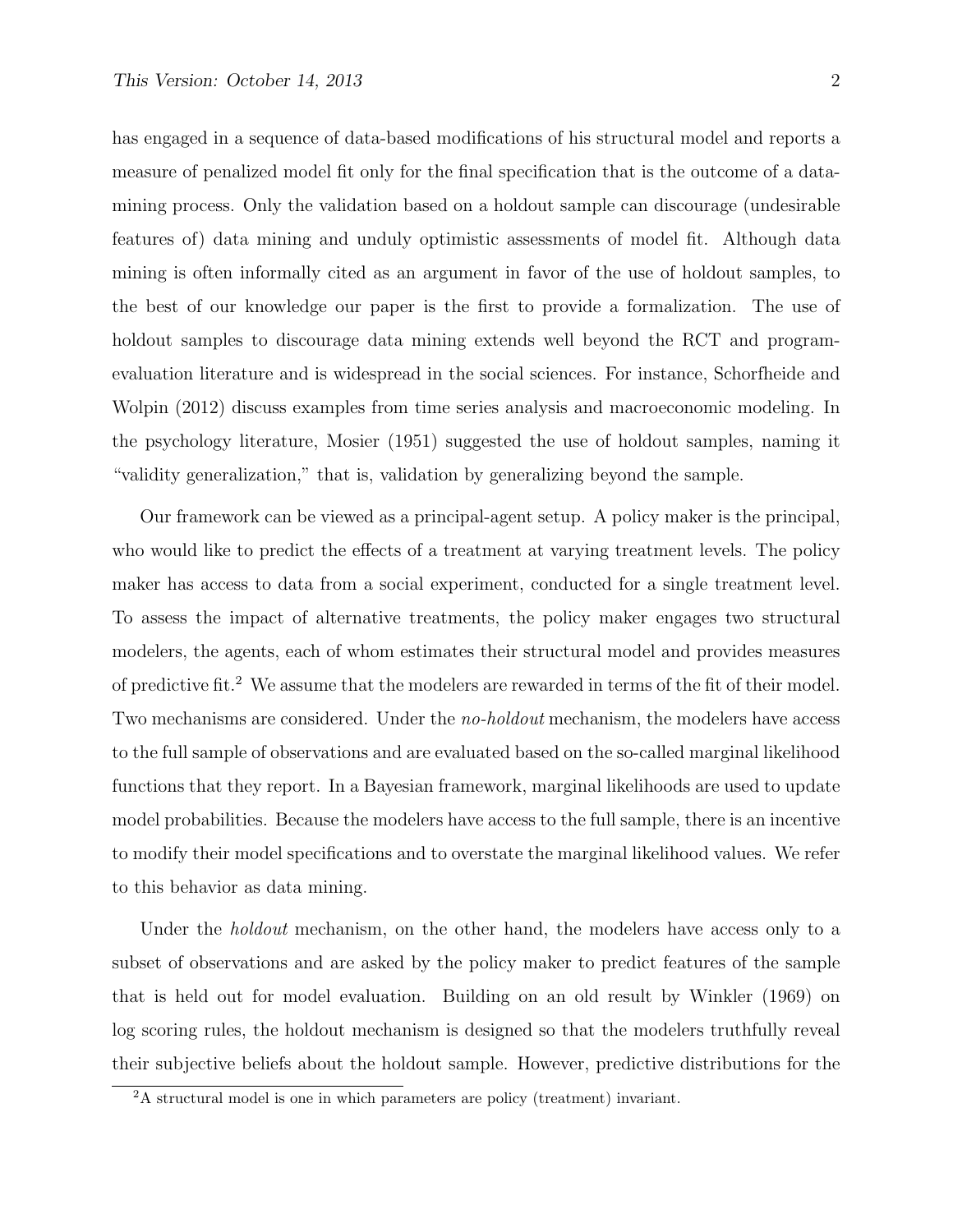has engaged in a sequence of data-based modifications of his structural model and reports a measure of penalized model fit only for the final specification that is the outcome of a data-mining process. Only the validation based on a holdout sample can discourage (undesirable features of) data mining and unduly optimistic assessments of model fit. Although data mining is often informally cited as an argument in favor of the use of holdout samples, to the best of our knowledge our paper is the first to provide a formalization. The use of holdout samples to discourage data mining extends well beyond the RCT and program-evaluation literature and is widespread in the social sciences. For instance, Schorfheide and Wolpin (2012) discuss examples from time series analysis and macroeconomic modeling. In the psychology literature, Mosier (1951) suggested the use of holdout samples, naming it "validity generalization," that is, validation by generalizing beyond the sample.

Our framework can be viewed as a principal-agent setup. A policy maker is the principal, who would like to predict the effects of a treatment at varying treatment levels. The policy maker has access to data from a social experiment, conducted for a single treatment level. To assess the impact of alternative treatments, the policy maker engages two structural modelers, the agents, each of whom estimates their structural model and provides measures of predictive fit.[2] We assume that the modelers are rewarded in terms of the fit of their model. Two mechanisms are considered. Under the *no-holdout* mechanism, the modelers have access to the full sample of observations and are evaluated based on the so-called marginal likelihood functions that they report. In a Bayesian framework, marginal likelihoods are used to update model probabilities. Because the modelers have access to the full sample, there is an incentive to modify their model specifications and to overstate the marginal likelihood values. We refer to this behavior as data mining.

Under the *holdout* mechanism, on the other hand, the modelers have access only to a subset of observations and are asked by the policy maker to predict features of the sample that is held out for model evaluation. Building on an old result by Winkler (1969) on log scoring rules, the holdout mechanism is designed so that the modelers truthfully reveal their subjective beliefs about the holdout sample. However, predictive distributions for the

[2] A structural model is one in which parameters are policy (treatment) invariant.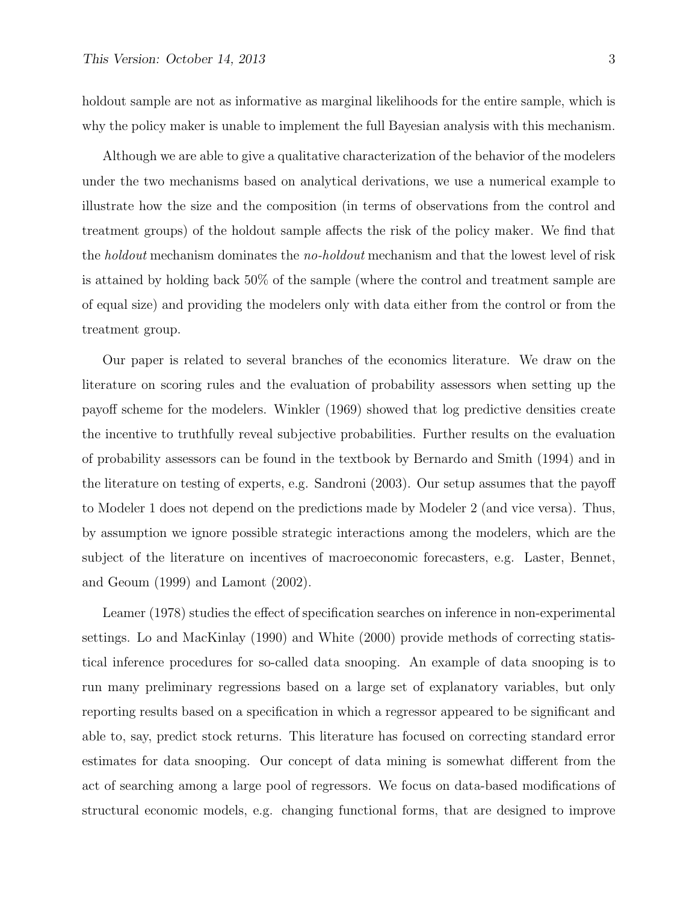holdout sample are not as informative as marginal likelihoods for the entire sample, which is why the policy maker is unable to implement the full Bayesian analysis with this mechanism.

Although we are able to give a qualitative characterization of the behavior of the modelers under the two mechanisms based on analytical derivations, we use a numerical example to illustrate how the size and the composition (in terms of observations from the control and treatment groups) of the holdout sample affects the risk of the policy maker. We find that the *holdout* mechanism dominates the *no-holdout* mechanism and that the lowest level of risk is attained by holding back 50% of the sample (where the control and treatment sample are of equal size) and providing the modelers only with data either from the control or from the treatment group.

Our paper is related to several branches of the economics literature. We draw on the literature on scoring rules and the evaluation of probability assessors when setting up the payoff scheme for the modelers. Winkler (1969) showed that log predictive densities create the incentive to truthfully reveal subjective probabilities. Further results on the evaluation of probability assessors can be found in the textbook by Bernardo and Smith (1994) and in the literature on testing of experts, e.g. Sandroni (2003). Our setup assumes that the payoff to Modeler 1 does not depend on the predictions made by Modeler 2 (and vice versa). Thus, by assumption we ignore possible strategic interactions among the modelers, which are the subject of the literature on incentives of macroeconomic forecasters, e.g. Laster, Bennet, and Geoum (1999) and Lamont (2002).

Leamer (1978) studies the effect of specification searches on inference in non-experimental settings. Lo and MacKinlay (1990) and White (2000) provide methods of correcting statistical inference procedures for so-called data snooping. An example of data snooping is to run many preliminary regressions based on a large set of explanatory variables, but only reporting results based on a specification in which a regressor appeared to be significant and able to, say, predict stock returns. This literature has focused on correcting standard error estimates for data snooping. Our concept of data mining is somewhat different from the act of searching among a large pool of regressors. We focus on data-based modifications of structural economic models, e.g. changing functional forms, that are designed to improve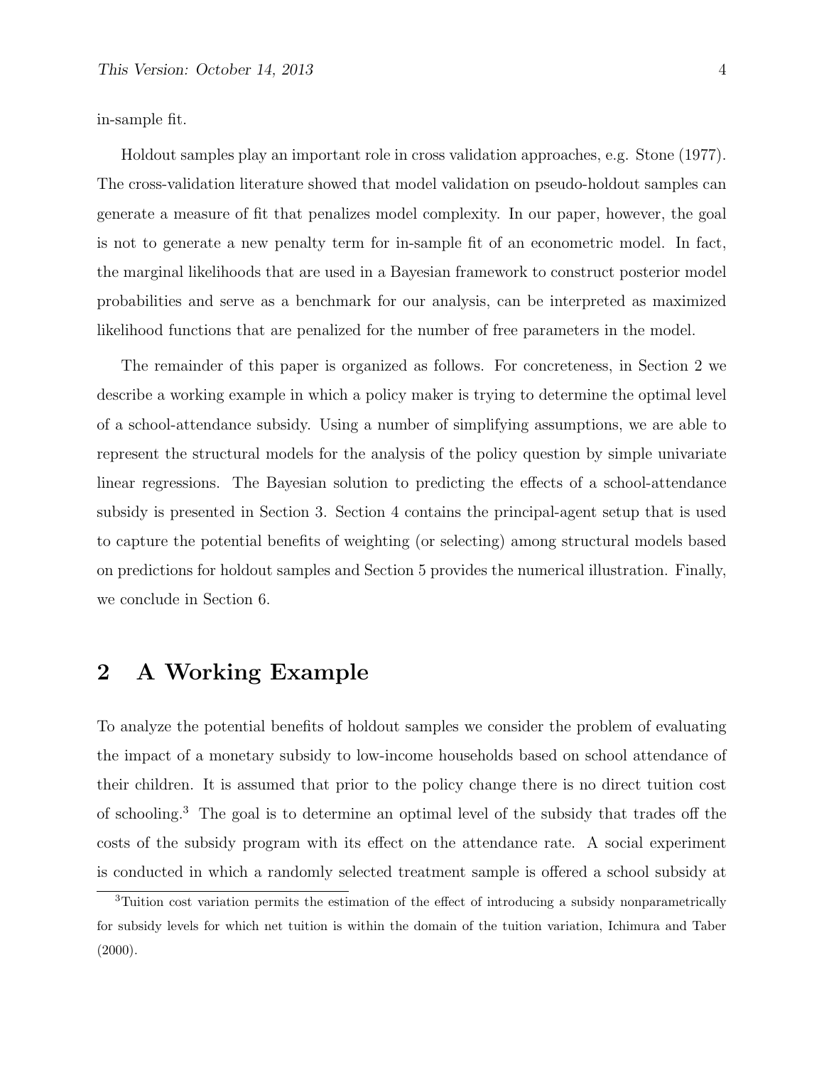in-sample fit.

Holdout samples play an important role in cross validation approaches, e.g. Stone (1977). The cross-validation literature showed that model validation on pseudo-holdout samples can generate a measure of fit that penalizes model complexity. In our paper, however, the goal is not to generate a new penalty term for in-sample fit of an econometric model. In fact, the marginal likelihoods that are used in a Bayesian framework to construct posterior model probabilities and serve as a benchmark for our analysis, can be interpreted as maximized likelihood functions that are penalized for the number of free parameters in the model.

The remainder of this paper is organized as follows. For concreteness, in Section 2 we describe a working example in which a policy maker is trying to determine the optimal level of a school-attendance subsidy. Using a number of simplifying assumptions, we are able to represent the structural models for the analysis of the policy question by simple univariate linear regressions. The Bayesian solution to predicting the effects of a school-attendance subsidy is presented in Section 3. Section 4 contains the principal-agent setup that is used to capture the potential benefits of weighting (or selecting) among structural models based on predictions for holdout samples and Section 5 provides the numerical illustration. Finally, we conclude in Section 6.

# 2 A Working Example

To analyze the potential benefits of holdout samples we consider the problem of evaluating the impact of a monetary subsidy to low-income households based on school attendance of their children. It is assumed that prior to the policy change there is no direct tuition cost of schooling.[3] The goal is to determine an optimal level of the subsidy that trades off the costs of the subsidy program with its effect on the attendance rate. A social experiment is conducted in which a randomly selected treatment sample is offered a school subsidy at

[3] Tuition cost variation permits the estimation of the effect of introducing a subsidy nonparametrically for subsidy levels for which net tuition is within the domain of the tuition variation, Ichimura and Taber (2000).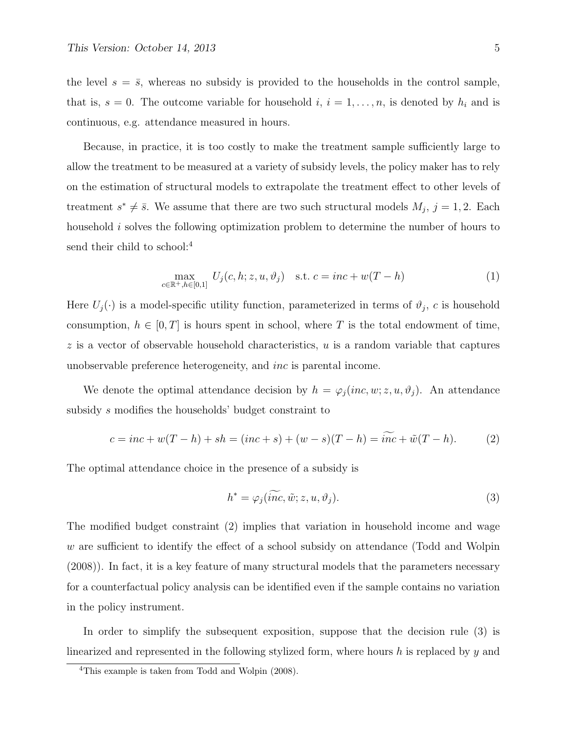the level $s = \bar{s}$, whereas no subsidy is provided to the households in the control sample, that is, $s = 0$. The outcome variable for household $i$, $i = 1, \ldots, n$, is denoted by $h_i$ and is continuous, e.g. attendance measured in hours.

Because, in practice, it is too costly to make the treatment sample sufficiently large to allow the treatment to be measured at a variety of subsidy levels, the policy maker has to rely on the estimation of structural models to extrapolate the treatment effect to other levels of treatment $s^* \neq \bar{s}$. We assume that there are two such structural models $M_j$, $j = 1, 2$. Each household $i$ solves the following optimization problem to determine the number of hours to send their child to school:[4]

$$\max_{c \in \mathbb{R}^+, h \in [0,1]} U_j(c, h; z, u, \vartheta_j) \quad \text{s.t. } c = inc + w(T - h) \tag{1}$$

Here $U_j(\cdot)$ is a model-specific utility function, parameterized in terms of $\vartheta_j$, $c$ is household consumption, $h \in [0, T]$ is hours spent in school, where $T$ is the total endowment of time, $z$ is a vector of observable household characteristics, $u$ is a random variable that captures unobservable preference heterogeneity, and $inc$ is parental income.

We denote the optimal attendance decision by $h = \varphi_j(inc, w; z, u, \vartheta_j)$. An attendance subsidy $s$ modifies the households' budget constraint to

$$c = inc + w(T - h) + sh = (inc + s) + (w - s)(T - h) = \widetilde{inc} + \tilde{w}(T - h). \tag{2}$$

The optimal attendance choice in the presence of a subsidy is

$$h^* = \varphi_j(\widetilde{inc}, \tilde{w}; z, u, \vartheta_j). \tag{3}$$

The modified budget constraint (2) implies that variation in household income and wage $w$ are sufficient to identify the effect of a school subsidy on attendance (Todd and Wolpin (2008)). In fact, it is a key feature of many structural models that the parameters necessary for a counterfactual policy analysis can be identified even if the sample contains no variation in the policy instrument.

In order to simplify the subsequent exposition, suppose that the decision rule (3) is linearized and represented in the following stylized form, where hours $h$ is replaced by $y$ and

[4] This example is taken from Todd and Wolpin (2008).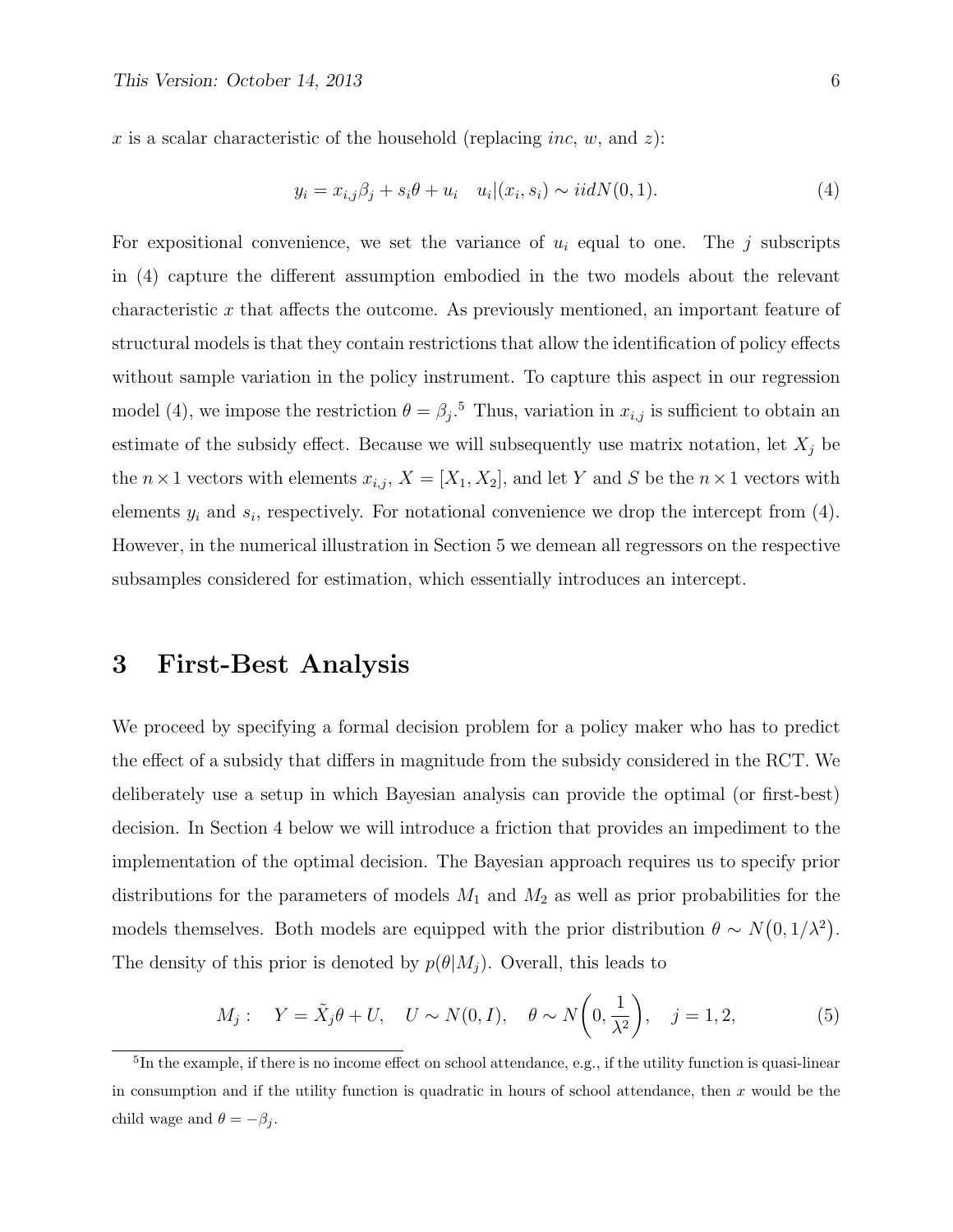$x$ is a scalar characteristic of the household (replacing *inc*, $w$, and $z$):

$$y_i = x_{i,j}\beta_j + s_i\theta + u_i \quad u_i|(x_i, s_i) \sim iidN(0,1). \tag{4}$$

For expositional convenience, we set the variance of $u_i$ equal to one. The $j$ subscripts in (4) capture the different assumption embodied in the two models about the relevant characteristic $x$ that affects the outcome. As previously mentioned, an important feature of structural models is that they contain restrictions that allow the identification of policy effects without sample variation in the policy instrument. To capture this aspect in our regression model (4), we impose the restriction $\theta = \beta_j$.[5] Thus, variation in $x_{i,j}$ is sufficient to obtain an estimate of the subsidy effect. Because we will subsequently use matrix notation, let $X_j$ be the $n \times 1$ vectors with elements $x_{i,j}$, $X = [X_1, X_2]$, and let $Y$ and $S$ be the $n \times 1$ vectors with elements $y_i$ and $s_i$, respectively. For notational convenience we drop the intercept from (4). However, in the numerical illustration in Section 5 we demean all regressors on the respective subsamples considered for estimation, which essentially introduces an intercept.

# 3 First-Best Analysis

We proceed by specifying a formal decision problem for a policy maker who has to predict the effect of a subsidy that differs in magnitude from the subsidy considered in the RCT. We deliberately use a setup in which Bayesian analysis can provide the optimal (or first-best) decision. In Section 4 below we will introduce a friction that provides an impediment to the implementation of the optimal decision. The Bayesian approach requires us to specify prior distributions for the parameters of models $M_1$ and $M_2$ as well as prior probabilities for the models themselves. Both models are equipped with the prior distribution $\theta \sim N\big(0, 1/\lambda^2\big)$. The density of this prior is denoted by $p(\theta|M_j)$. Overall, this leads to

$$M_j: \quad Y = \tilde{X}_j\theta + U, \quad U \sim N(0, I), \quad \theta \sim N\left(0, \frac{1}{\lambda^2}\right), \quad j = 1, 2, \tag{5}$$

[5] In the example, if there is no income effect on school attendance, e.g., if the utility function is quasi-linear in consumption and if the utility function is quadratic in hours of school attendance, then $x$ would be the child wage and $\theta = -\beta_j$.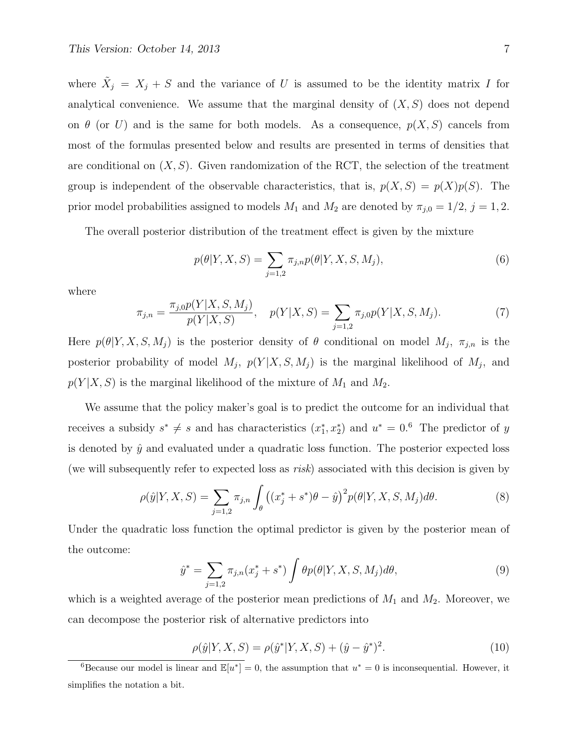where $\tilde{X}_j = X_j + S$ and the variance of $U$ is assumed to be the identity matrix $I$ for analytical convenience. We assume that the marginal density of $(X, S)$ does not depend on $\theta$ (or $U$) and is the same for both models. As a consequence, $p(X, S)$ cancels from most of the formulas presented below and results are presented in terms of densities that are conditional on $(X, S)$. Given randomization of the RCT, the selection of the treatment group is independent of the observable characteristics, that is, $p(X, S) = p(X)p(S)$. The prior model probabilities assigned to models $M_1$ and $M_2$ are denoted by $\pi_{j,0} = 1/2$, $j = 1, 2$.

The overall posterior distribution of the treatment effect is given by the mixture

$$p(\theta|Y, X, S) = \sum_{j=1,2} \pi_{j,n} p(\theta|Y, X, S, M_j), \tag{6}$$

where

$$\pi_{j,n} = \frac{\pi_{j,0} p(Y|X, S, M_j)}{p(Y|X, S)}, \quad p(Y|X, S) = \sum_{j=1,2} \pi_{j,0} p(Y|X, S, M_j). \tag{7}$$

Here $p(\theta|Y, X, S, M_j)$ is the posterior density of $\theta$ conditional on model $M_j$, $\pi_{j,n}$ is the posterior probability of model $M_j$, $p(Y|X, S, M_j)$ is the marginal likelihood of $M_j$, and $p(Y|X, S)$ is the marginal likelihood of the mixture of $M_1$ and $M_2$.

We assume that the policy maker's goal is to predict the outcome for an individual that receives a subsidy $s^* \neq s$ and has characteristics $(x_1^*, x_2^*)$ and $u^* = 0$.[6] The predictor of $y$ is denoted by $\hat{y}$ and evaluated under a quadratic loss function. The posterior expected loss (we will subsequently refer to expected loss as *risk*) associated with this decision is given by

$$\rho(\hat{y}|Y, X, S) = \sum_{j=1,2} \pi_{j,n} \int_\theta \big((x_j^* + s^*)\theta - \hat{y}\big)^2 p(\theta|Y, X, S, M_j) d\theta. \tag{8}$$

Under the quadratic loss function the optimal predictor is given by the posterior mean of the outcome:

$$\hat{y}^* = \sum_{j=1,2} \pi_{j,n} (x_j^* + s^*) \int \theta p(\theta|Y, X, S, M_j) d\theta, \tag{9}$$

which is a weighted average of the posterior mean predictions of $M_1$ and $M_2$. Moreover, we can decompose the posterior risk of alternative predictors into

$$\rho(\hat{y}|Y, X, S) = \rho(\hat{y}^*|Y, X, S) + (\hat{y} - \hat{y}^*)^2. \tag{10}$$

[6] Because our model is linear and $\mathbb{E}[u^*] = 0$, the assumption that $u^* = 0$ is inconsequential. However, it simplifies the notation a bit.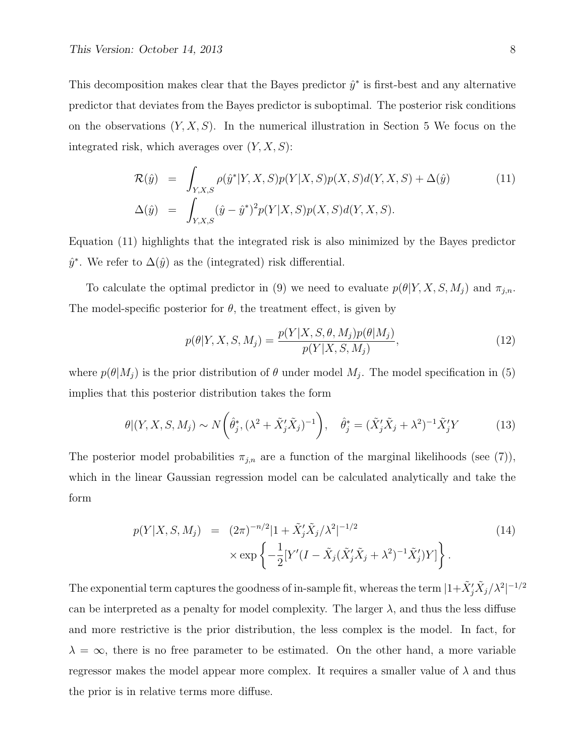This decomposition makes clear that the Bayes predictor $\hat{y}^*$ is first-best and any alternative predictor that deviates from the Bayes predictor is suboptimal. The posterior risk conditions on the observations $(Y, X, S)$. In the numerical illustration in Section 5 We focus on the integrated risk, which averages over $(Y, X, S)$:

$$
\begin{aligned}
\mathcal{R}(\hat{y}) &= \int_{Y,X,S} \rho(\hat{y}^*|Y, X, S) p(Y|X, S) p(X, S) d(Y, X, S) + \Delta(\hat{y}) \\
\Delta(\hat{y}) &= \int_{Y,X,S} (\hat{y} - \hat{y}^*)^2 p(Y|X, S) p(X, S) d(Y, X, S).
\end{aligned}
\tag{11}
$$

Equation (11) highlights that the integrated risk is also minimized by the Bayes predictor $\hat{y}^*$. We refer to $\Delta(\hat{y})$ as the (integrated) risk differential.

To calculate the optimal predictor in (9) we need to evaluate $p(\theta|Y, X, S, M_j)$ and $\pi_{j,n}$. The model-specific posterior for $\theta$, the treatment effect, is given by

$$
p(\theta|Y, X, S, M_j) = \frac{p(Y|X, S, \theta, M_j) p(\theta|M_j)}{p(Y|X, S, M_j)}, \tag{12}
$$

where $p(\theta|M_j)$ is the prior distribution of $\theta$ under model $M_j$. The model specification in (5) implies that this posterior distribution takes the form

$$
\theta|(Y, X, S, M_j) \sim N\left(\hat{\theta}_j^*, (\lambda^2 + \tilde{X}_j'\tilde{X}_j)^{-1}\right), \quad \hat{\theta}_j^* = (\tilde{X}_j'\tilde{X}_j + \lambda^2)^{-1}\tilde{X}_j'Y \tag{13}
$$

The posterior model probabilities $\pi_{j,n}$ are a function of the marginal likelihoods (see (7)), which in the linear Gaussian regression model can be calculated analytically and take the form

$$
\begin{aligned}
p(Y|X, S, M_j) &= (2\pi)^{-n/2} |1 + \tilde{X}_j'\tilde{X}_j/\lambda^2|^{-1/2} \\
&\quad \times \exp\left\{ -\frac{1}{2} [Y'(I - \tilde{X}_j(\tilde{X}_j'\tilde{X}_j + \lambda^2)^{-1}\tilde{X}_j')Y] \right\}.
\end{aligned}
\tag{14}
$$

The exponential term captures the goodness of in-sample fit, whereas the term $|1+\tilde{X}_j'\tilde{X}_j/\lambda^2|^{-1/2}$ can be interpreted as a penalty for model complexity. The larger $\lambda$, and thus the less diffuse and more restrictive is the prior distribution, the less complex is the model. In fact, for $\lambda = \infty$, there is no free parameter to be estimated. On the other hand, a more variable regressor makes the model appear more complex. It requires a smaller value of $\lambda$ and thus the prior is in relative terms more diffuse.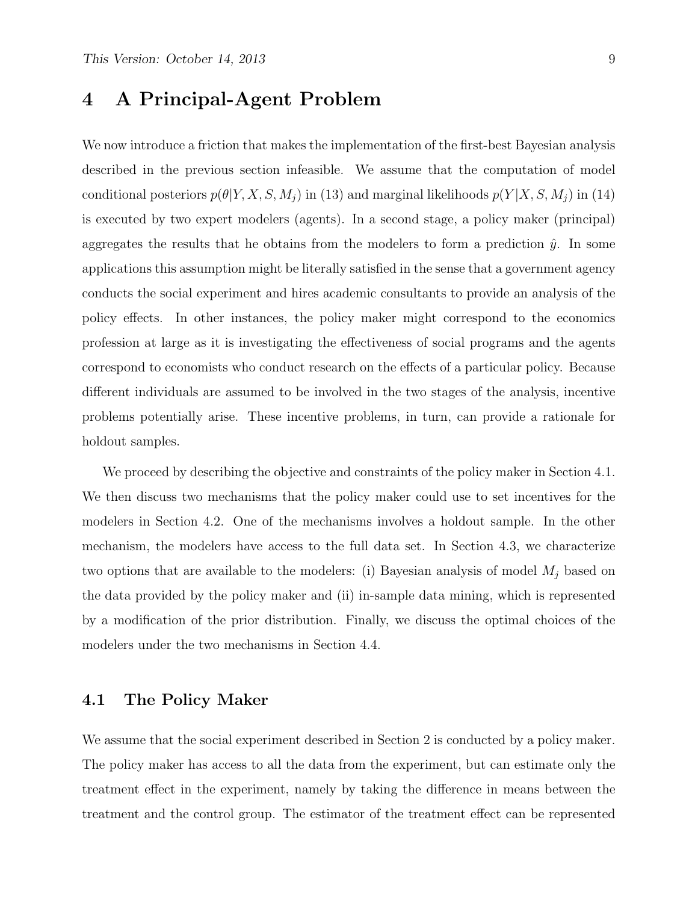## 4 A Principal-Agent Problem

We now introduce a friction that makes the implementation of the first-best Bayesian analysis described in the previous section infeasible. We assume that the computation of model conditional posteriors $p(\theta|Y, X, S, M_j)$ in (13) and marginal likelihoods $p(Y|X, S, M_j)$ in (14) is executed by two expert modelers (agents). In a second stage, a policy maker (principal) aggregates the results that he obtains from the modelers to form a prediction $\hat{y}$. In some applications this assumption might be literally satisfied in the sense that a government agency conducts the social experiment and hires academic consultants to provide an analysis of the policy effects. In other instances, the policy maker might correspond to the economics profession at large as it is investigating the effectiveness of social programs and the agents correspond to economists who conduct research on the effects of a particular policy. Because different individuals are assumed to be involved in the two stages of the analysis, incentive problems potentially arise. These incentive problems, in turn, can provide a rationale for holdout samples.

We proceed by describing the objective and constraints of the policy maker in Section 4.1. We then discuss two mechanisms that the policy maker could use to set incentives for the modelers in Section 4.2. One of the mechanisms involves a holdout sample. In the other mechanism, the modelers have access to the full data set. In Section 4.3, we characterize two options that are available to the modelers: (i) Bayesian analysis of model $M_j$ based on the data provided by the policy maker and (ii) in-sample data mining, which is represented by a modification of the prior distribution. Finally, we discuss the optimal choices of the modelers under the two mechanisms in Section 4.4.

### 4.1 The Policy Maker

We assume that the social experiment described in Section 2 is conducted by a policy maker. The policy maker has access to all the data from the experiment, but can estimate only the treatment effect in the experiment, namely by taking the difference in means between the treatment and the control group. The estimator of the treatment effect can be represented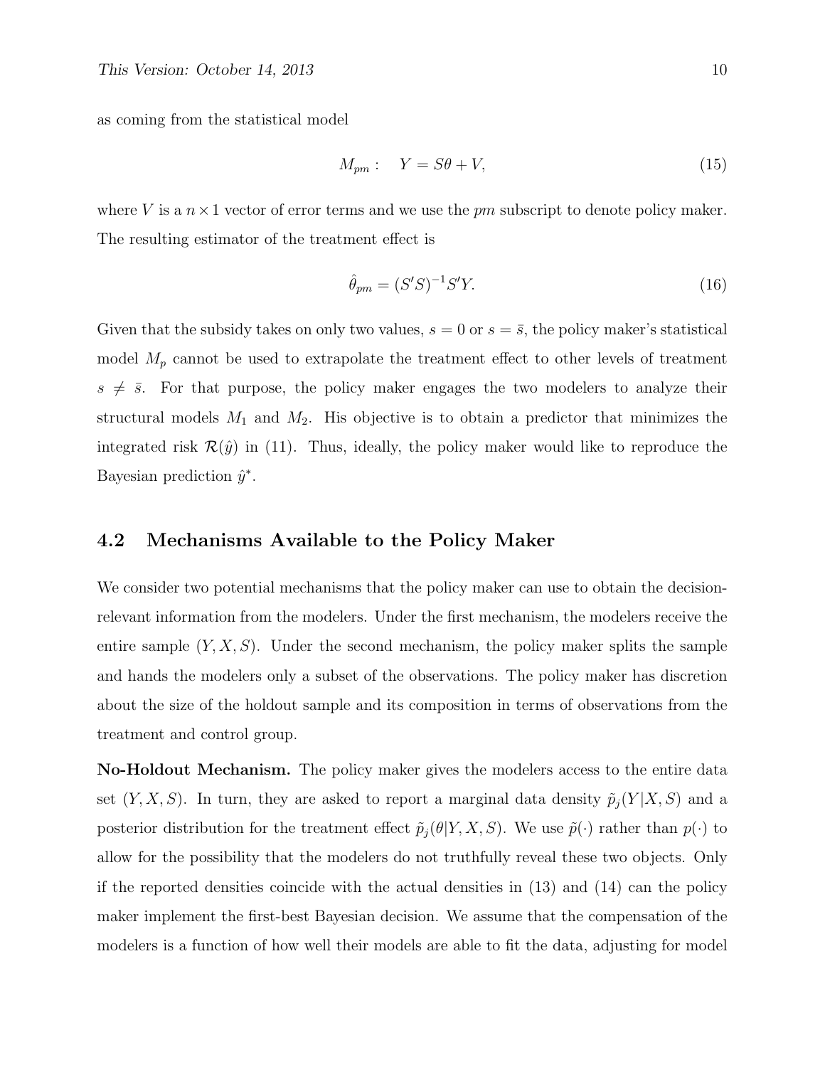as coming from the statistical model

$$M_{pm}: \quad Y = S\theta + V, \tag{15}$$

where $V$ is a $n \times 1$ vector of error terms and we use the $pm$ subscript to denote policy maker. The resulting estimator of the treatment effect is

$$\hat{\theta}_{pm} = (S'S)^{-1}S'Y. \tag{16}$$

Given that the subsidy takes on only two values, $s = 0$ or $s = \bar{s}$, the policy maker's statistical model $M_p$ cannot be used to extrapolate the treatment effect to other levels of treatment $s \neq \bar{s}$. For that purpose, the policy maker engages the two modelers to analyze their structural models $M_1$ and $M_2$. His objective is to obtain a predictor that minimizes the integrated risk $\mathcal{R}(\hat{y})$ in (11). Thus, ideally, the policy maker would like to reproduce the Bayesian prediction $\hat{y}^*$.

## 4.2 Mechanisms Available to the Policy Maker

We consider two potential mechanisms that the policy maker can use to obtain the decision-relevant information from the modelers. Under the first mechanism, the modelers receive the entire sample $(Y, X, S)$. Under the second mechanism, the policy maker splits the sample and hands the modelers only a subset of the observations. The policy maker has discretion about the size of the holdout sample and its composition in terms of observations from the treatment and control group.

**No-Holdout Mechanism.** The policy maker gives the modelers access to the entire data set $(Y, X, S)$. In turn, they are asked to report a marginal data density $\tilde{p}_j(Y|X, S)$ and a posterior distribution for the treatment effect $\tilde{p}_j(\theta|Y, X, S)$. We use $\tilde{p}(\cdot)$ rather than $p(\cdot)$ to allow for the possibility that the modelers do not truthfully reveal these two objects. Only if the reported densities coincide with the actual densities in (13) and (14) can the policy maker implement the first-best Bayesian decision. We assume that the compensation of the modelers is a function of how well their models are able to fit the data, adjusting for model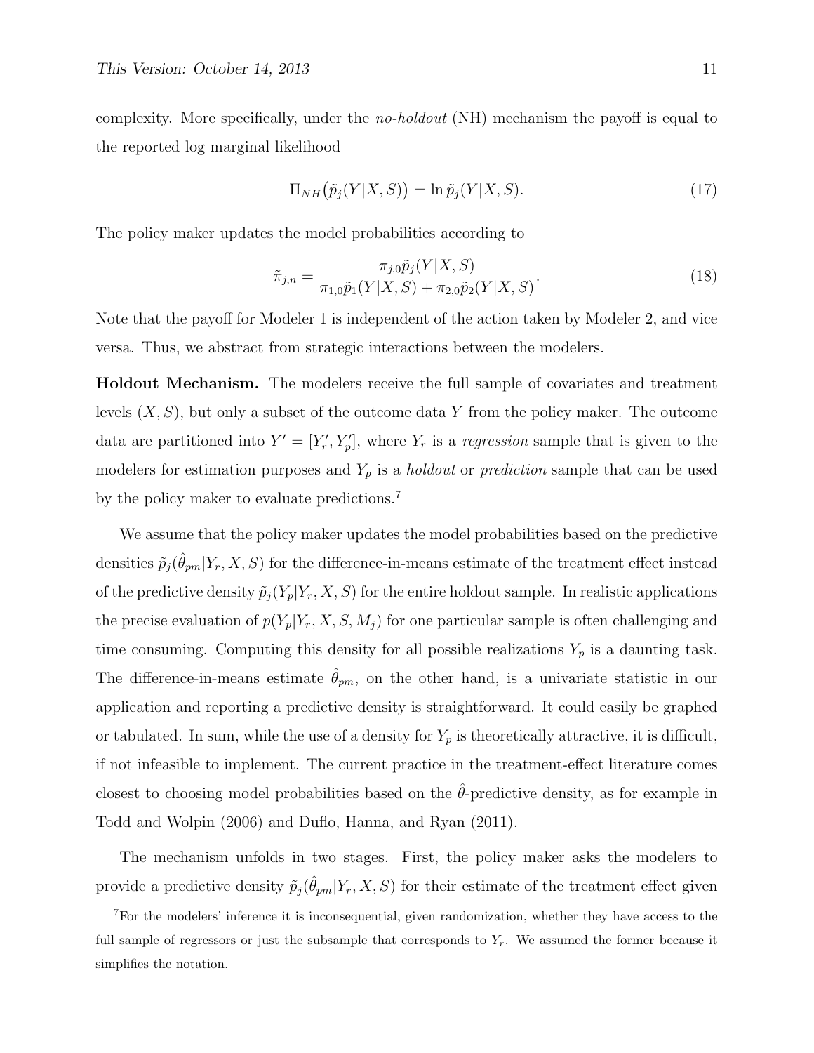complexity. More specifically, under the *no-holdout* (NH) mechanism the payoff is equal to the reported log marginal likelihood

$$\Pi_{NH}\big(\tilde{p}_j(Y|X,S)\big) = \ln \tilde{p}_j(Y|X,S). \tag{17}$$

The policy maker updates the model probabilities according to

$$\tilde{\pi}_{j,n} = \frac{\pi_{j,0}\tilde{p}_j(Y|X,S)}{\pi_{1,0}\tilde{p}_1(Y|X,S) + \pi_{2,0}\tilde{p}_2(Y|X,S)}. \tag{18}$$

Note that the payoff for Modeler 1 is independent of the action taken by Modeler 2, and vice versa. Thus, we abstract from strategic interactions between the modelers.

**Holdout Mechanism.** The modelers receive the full sample of covariates and treatment levels $(X,S)$, but only a subset of the outcome data $Y$ from the policy maker. The outcome data are partitioned into $Y' = [Y_r', Y_p']$, where $Y_r$ is a *regression* sample that is given to the modelers for estimation purposes and $Y_p$ is a *holdout* or *prediction* sample that can be used by the policy maker to evaluate predictions.[7]

We assume that the policy maker updates the model probabilities based on the predictive densities $\tilde{p}_j(\hat{\theta}_{pm}|Y_r,X,S)$ for the difference-in-means estimate of the treatment effect instead of the predictive density $\tilde{p}_j(Y_p|Y_r,X,S)$ for the entire holdout sample. In realistic applications the precise evaluation of $p(Y_p|Y_r,X,S,M_j)$ for one particular sample is often challenging and time consuming. Computing this density for all possible realizations $Y_p$ is a daunting task. The difference-in-means estimate $\hat{\theta}_{pm}$, on the other hand, is a univariate statistic in our application and reporting a predictive density is straightforward. It could easily be graphed or tabulated. In sum, while the use of a density for $Y_p$ is theoretically attractive, it is difficult, if not infeasible to implement. The current practice in the treatment-effect literature comes closest to choosing model probabilities based on the $\hat{\theta}$-predictive density, as for example in Todd and Wolpin (2006) and Duflo, Hanna, and Ryan (2011).

The mechanism unfolds in two stages. First, the policy maker asks the modelers to provide a predictive density $\tilde{p}_j(\hat{\theta}_{pm}|Y_r,X,S)$ for their estimate of the treatment effect given

[7] For the modelers' inference it is inconsequential, given randomization, whether they have access to the full sample of regressors or just the subsample that corresponds to $Y_r$. We assumed the former because it simplifies the notation.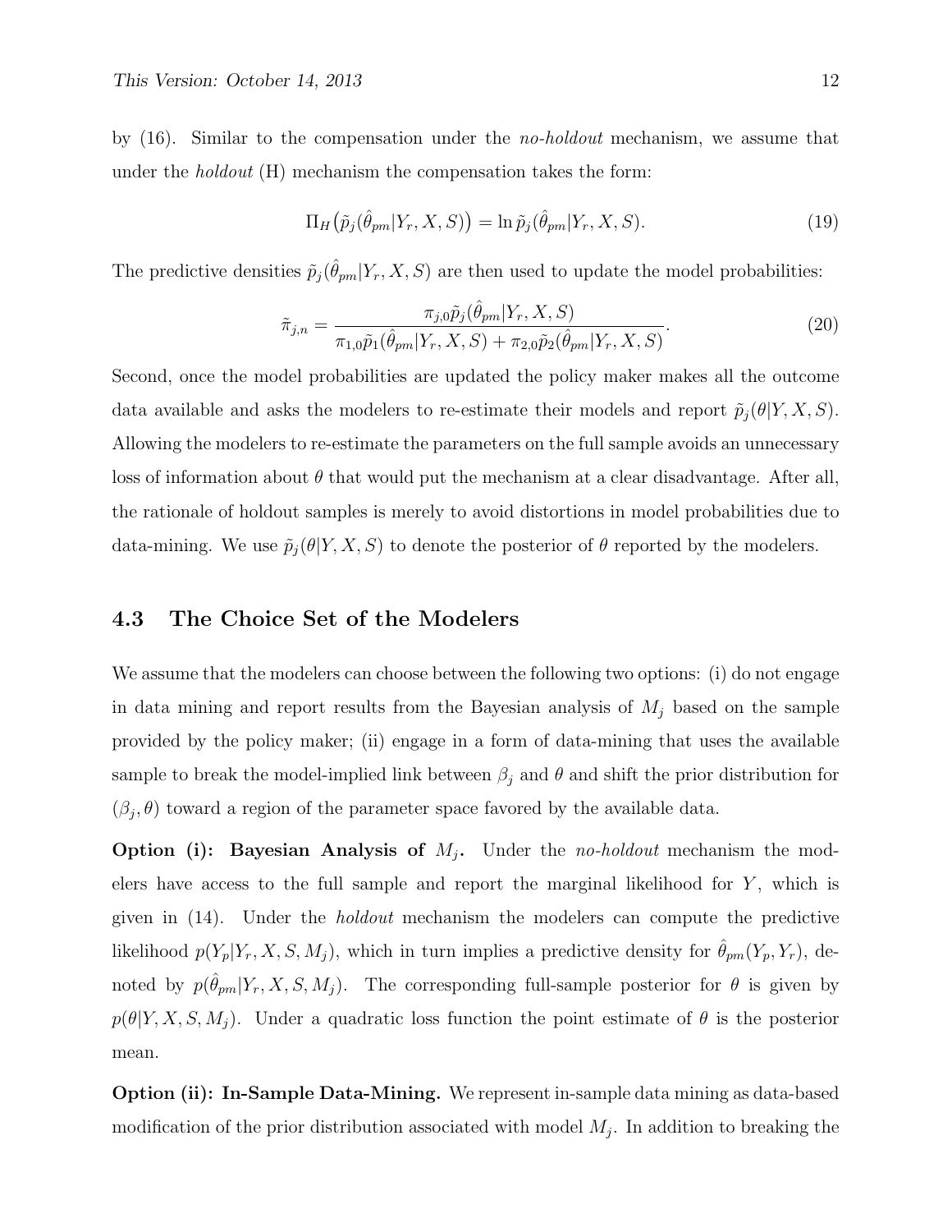by (16). Similar to the compensation under the *no-holdout* mechanism, we assume that under the *holdout* (H) mechanism the compensation takes the form:

$$\Pi_H\big(\tilde{p}_j(\hat{\theta}_{pm}|Y_r, X, S)\big) = \ln \tilde{p}_j(\hat{\theta}_{pm}|Y_r, X, S). \tag{19}$$

The predictive densities $\tilde{p}_j(\hat{\theta}_{pm}|Y_r, X, S)$ are then used to update the model probabilities:

$$\tilde{\pi}_{j,n} = \frac{\pi_{j,0}\tilde{p}_j(\hat{\theta}_{pm}|Y_r, X, S)}{\pi_{1,0}\tilde{p}_1(\hat{\theta}_{pm}|Y_r, X, S) + \pi_{2,0}\tilde{p}_2(\hat{\theta}_{pm}|Y_r, X, S)}. \tag{20}$$

Second, once the model probabilities are updated the policy maker makes all the outcome data available and asks the modelers to re-estimate their models and report $\tilde{p}_j(\theta|Y, X, S)$. Allowing the modelers to re-estimate the parameters on the full sample avoids an unnecessary loss of information about $\theta$ that would put the mechanism at a clear disadvantage. After all, the rationale of holdout samples is merely to avoid distortions in model probabilities due to data-mining. We use $\tilde{p}_j(\theta|Y, X, S)$ to denote the posterior of $\theta$ reported by the modelers.

## 4.3 The Choice Set of the Modelers

We assume that the modelers can choose between the following two options: (i) do not engage in data mining and report results from the Bayesian analysis of $M_j$ based on the sample provided by the policy maker; (ii) engage in a form of data-mining that uses the available sample to break the model-implied link between $\beta_j$ and $\theta$ and shift the prior distribution for $(\beta_j, \theta)$ toward a region of the parameter space favored by the available data.

**Option (i): Bayesian Analysis of $M_j$.** Under the *no-holdout* mechanism the modelers have access to the full sample and report the marginal likelihood for $Y$, which is given in (14). Under the *holdout* mechanism the modelers can compute the predictive likelihood $p(Y_p|Y_r, X, S, M_j)$, which in turn implies a predictive density for $\hat{\theta}_{pm}(Y_p, Y_r)$, denoted by $p(\hat{\theta}_{pm}|Y_r, X, S, M_j)$. The corresponding full-sample posterior for $\theta$ is given by $p(\theta|Y, X, S, M_j)$. Under a quadratic loss function the point estimate of $\theta$ is the posterior mean.

**Option (ii): In-Sample Data-Mining.** We represent in-sample data mining as data-based modification of the prior distribution associated with model $M_j$. In addition to breaking the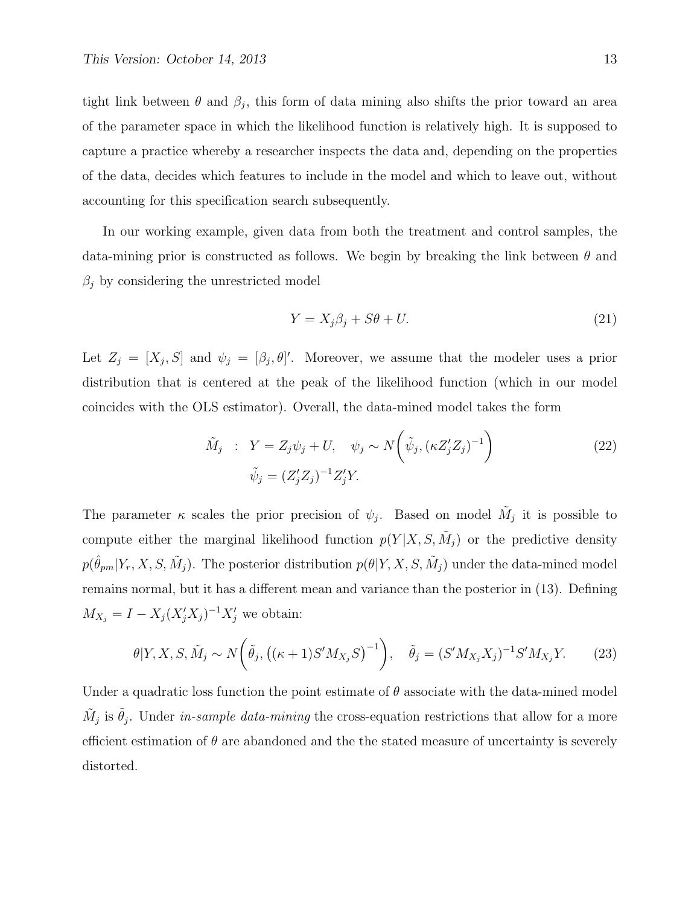tight link between $\theta$ and $\beta_j$, this form of data mining also shifts the prior toward an area of the parameter space in which the likelihood function is relatively high. It is supposed to capture a practice whereby a researcher inspects the data and, depending on the properties of the data, decides which features to include in the model and which to leave out, without accounting for this specification search subsequently.

In our working example, given data from both the treatment and control samples, the data-mining prior is constructed as follows. We begin by breaking the link between $\theta$ and $\beta_j$ by considering the unrestricted model

$$Y = X_j \beta_j + S\theta + U. \tag{21}$$

Let $Z_j = [X_j, S]$ and $\psi_j = [\beta_j, \theta]'$. Moreover, we assume that the modeler uses a prior distribution that is centered at the peak of the likelihood function (which in our model coincides with the OLS estimator). Overall, the data-mined model takes the form

$$\begin{aligned} \tilde{M}_j \ &: \ Y = Z_j \psi_j + U, \quad \psi_j \sim N\bigg(\tilde{\psi}_j, (\kappa Z_j' Z_j)^{-1}\bigg) \\ &\quad \tilde{\psi}_j = (Z_j' Z_j)^{-1} Z_j' Y. \end{aligned} \tag{22}$$

The parameter $\kappa$ scales the prior precision of $\psi_j$. Based on model $\tilde{M}_j$ it is possible to compute either the marginal likelihood function $p(Y|X, S, \tilde{M}_j)$ or the predictive density $p(\hat{\theta}_{pm}|Y_r, X, S, \tilde{M}_j)$. The posterior distribution $p(\theta|Y, X, S, \tilde{M}_j)$ under the data-mined model remains normal, but it has a different mean and variance than the posterior in (13). Defining $M_{X_j} = I - X_j(X_j'X_j)^{-1}X_j'$ we obtain:

$$\theta|Y, X, S, \tilde{M}_j \sim N\bigg(\tilde{\theta}_j, \big((\kappa+1) S' M_{X_j} S\big)^{-1}\bigg), \quad \tilde{\theta}_j = (S' M_{X_j} X_j)^{-1} S' M_{X_j} Y. \tag{23}$$

Under a quadratic loss function the point estimate of $\theta$ associate with the data-mined model $\tilde{M}_j$ is $\tilde{\theta}_j$. Under *in-sample data-mining* the cross-equation restrictions that allow for a more efficient estimation of $\theta$ are abandoned and the the stated measure of uncertainty is severely distorted.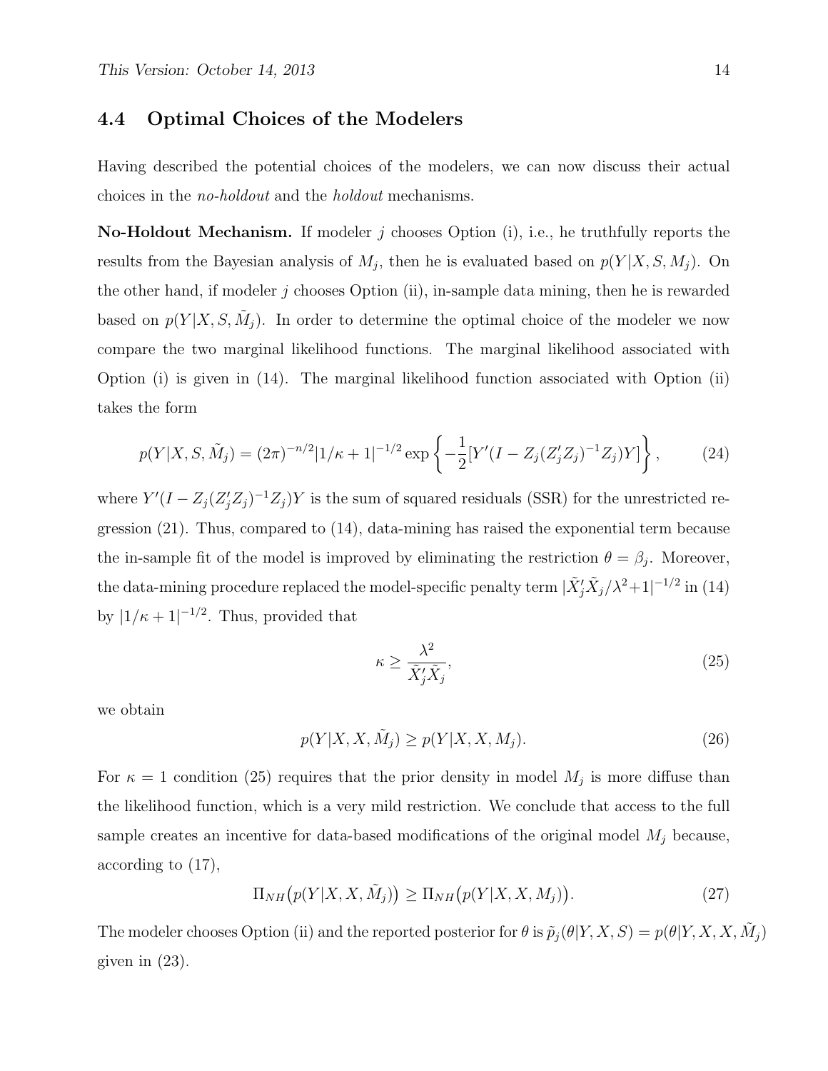### 4.4 Optimal Choices of the Modelers

Having described the potential choices of the modelers, we can now discuss their actual choices in the *no-holdout* and the *holdout* mechanisms.

**No-Holdout Mechanism.** If modeler $j$ chooses Option (i), i.e., he truthfully reports the results from the Bayesian analysis of $M_j$, then he is evaluated based on $p(Y|X, S, M_j)$. On the other hand, if modeler $j$ chooses Option (ii), in-sample data mining, then he is rewarded based on $p(Y|X, S, \tilde{M}_j)$. In order to determine the optimal choice of the modeler we now compare the two marginal likelihood functions. The marginal likelihood associated with Option (i) is given in (14). The marginal likelihood function associated with Option (ii) takes the form

$$p(Y|X, S, \tilde{M}_j) = (2\pi)^{-n/2}|1/\kappa + 1|^{-1/2} \exp\left\{-\frac{1}{2}[Y'(I - Z_j(Z_j'Z_j)^{-1}Z_j)Y]\right\}, \tag{24}$$

where $Y'(I - Z_j(Z_j'Z_j)^{-1}Z_j)Y$ is the sum of squared residuals (SSR) for the unrestricted regression (21). Thus, compared to (14), data-mining has raised the exponential term because the in-sample fit of the model is improved by eliminating the restriction $\theta = \beta_j$. Moreover, the data-mining procedure replaced the model-specific penalty term $|\tilde{X}_j'\tilde{X}_j/\lambda^2 + 1|^{-1/2}$ in (14) by $|1/\kappa + 1|^{-1/2}$. Thus, provided that

$$\kappa \geq \frac{\lambda^2}{\tilde{X}_j'\tilde{X}_j}, \tag{25}$$

we obtain

$$p(Y|X, X, \tilde{M}_j) \geq p(Y|X, X, M_j). \tag{26}$$

For $\kappa = 1$ condition (25) requires that the prior density in model $M_j$ is more diffuse than the likelihood function, which is a very mild restriction. We conclude that access to the full sample creates an incentive for data-based modifications of the original model $M_j$ because, according to (17),

$$\Pi_{NH}\big(p(Y|X, X, \tilde{M}_j)\big) \geq \Pi_{NH}\big(p(Y|X, X, M_j)\big). \tag{27}$$

The modeler chooses Option (ii) and the reported posterior for $\theta$ is $\tilde{p}_j(\theta|Y, X, S) = p(\theta|Y, X, X, \tilde{M}_j)$ given in (23).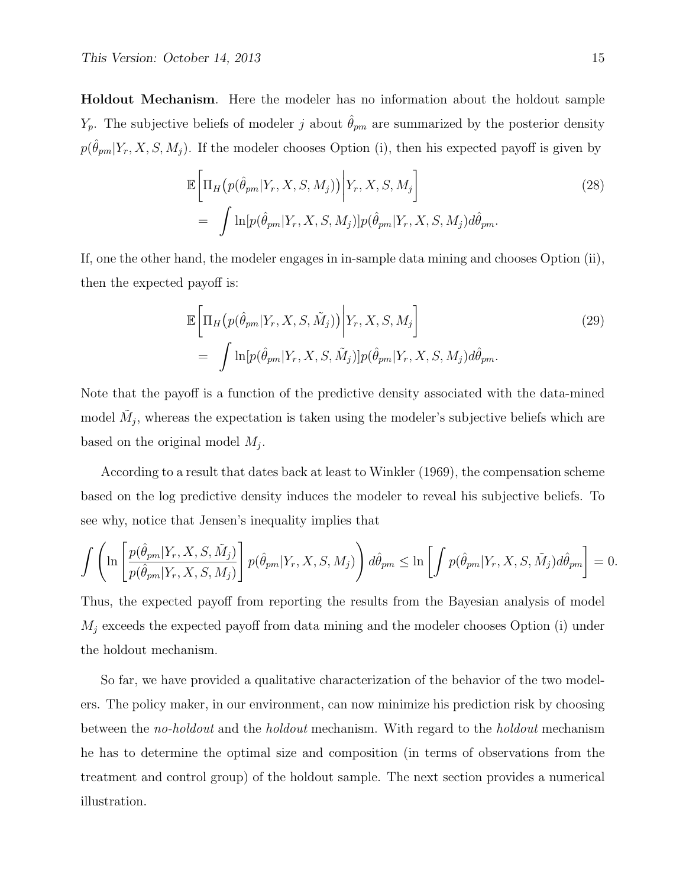**Holdout Mechanism**. Here the modeler has no information about the holdout sample $Y_p$. The subjective beliefs of modeler $j$ about $\hat{\theta}_{pm}$ are summarized by the posterior density $p(\hat{\theta}_{pm}|Y_r, X, S, M_j)$. If the modeler chooses Option (i), then his expected payoff is given by

$$
\begin{aligned}
&\mathbb{E}\bigg[\Pi_H\big(p(\hat{\theta}_{pm}|Y_r, X, S, M_j)\big)\bigg|Y_r, X, S, M_j\bigg] \\
&= \int \ln[p(\hat{\theta}_{pm}|Y_r, X, S, M_j)]p(\hat{\theta}_{pm}|Y_r, X, S, M_j)d\hat{\theta}_{pm}.
\end{aligned}
\tag{28}
$$

If, one the other hand, the modeler engages in in-sample data mining and chooses Option (ii), then the expected payoff is:

$$
\begin{aligned}
&\mathbb{E}\bigg[\Pi_H\big(p(\hat{\theta}_{pm}|Y_r, X, S, \tilde{M}_j)\big)\bigg|Y_r, X, S, M_j\bigg] \\
&= \int \ln[p(\hat{\theta}_{pm}|Y_r, X, S, \tilde{M}_j)]p(\hat{\theta}_{pm}|Y_r, X, S, M_j)d\hat{\theta}_{pm}.
\end{aligned}
\tag{29}
$$

Note that the payoff is a function of the predictive density associated with the data-mined model $\tilde{M}_j$, whereas the expectation is taken using the modeler's subjective beliefs which are based on the original model $M_j$.

According to a result that dates back at least to Winkler (1969), the compensation scheme based on the log predictive density induces the modeler to reveal his subjective beliefs. To see why, notice that Jensen's inequality implies that

$$
\int \left( \ln\left[\frac{p(\hat{\theta}_{pm}|Y_r, X, S, \tilde{M}_j)}{p(\hat{\theta}_{pm}|Y_r, X, S, M_j)}\right] p(\hat{\theta}_{pm}|Y_r, X, S, M_j)\right) d\hat{\theta}_{pm} \leq \ln\left[\int p(\hat{\theta}_{pm}|Y_r, X, S, \tilde{M}_j)d\hat{\theta}_{pm}\right] = 0.
$$

Thus, the expected payoff from reporting the results from the Bayesian analysis of model $M_j$ exceeds the expected payoff from data mining and the modeler chooses Option (i) under the holdout mechanism.

So far, we have provided a qualitative characterization of the behavior of the two modelers. The policy maker, in our environment, can now minimize his prediction risk by choosing between the *no-holdout* and the *holdout* mechanism. With regard to the *holdout* mechanism he has to determine the optimal size and composition (in terms of observations from the treatment and control group) of the holdout sample. The next section provides a numerical illustration.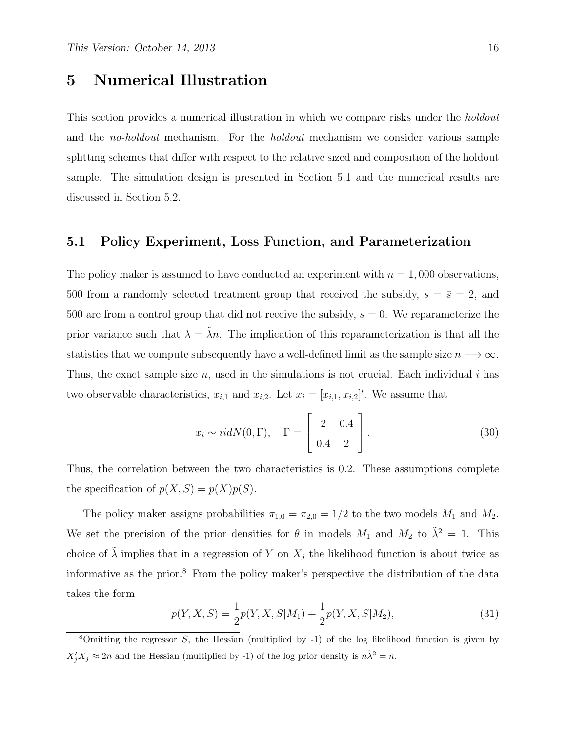# 5 Numerical Illustration

This section provides a numerical illustration in which we compare risks under the *holdout* and the *no-holdout* mechanism. For the *holdout* mechanism we consider various sample splitting schemes that differ with respect to the relative sized and composition of the holdout sample. The simulation design is presented in Section 5.1 and the numerical results are discussed in Section 5.2.

## 5.1 Policy Experiment, Loss Function, and Parameterization

The policy maker is assumed to have conducted an experiment with $n = 1,000$ observations, 500 from a randomly selected treatment group that received the subsidy, $s = \bar{s} = 2$, and 500 are from a control group that did not receive the subsidy, $s = 0$. We reparameterize the prior variance such that $\lambda = \tilde{\lambda}n$. The implication of this reparameterization is that all the statistics that we compute subsequently have a well-defined limit as the sample size $n \longrightarrow \infty$. Thus, the exact sample size $n$, used in the simulations is not crucial. Each individual $i$ has two observable characteristics, $x_{i,1}$ and $x_{i,2}$. Let $x_i = [x_{i,1}, x_{i,2}]'$. We assume that

$$x_i \sim iidN(0, \Gamma), \quad \Gamma = \begin{bmatrix} 2 & 0.4 \\ 0.4 & 2 \end{bmatrix}. \tag{30}$$

Thus, the correlation between the two characteristics is 0.2. These assumptions complete the specification of $p(X, S) = p(X)p(S)$.

The policy maker assigns probabilities $\pi_{1,0} = \pi_{2,0} = 1/2$ to the two models $M_1$ and $M_2$. We set the precision of the prior densities for $\theta$ in models $M_1$ and $M_2$ to $\tilde{\lambda}^2 = 1$. This choice of $\tilde{\lambda}$ implies that in a regression of $Y$ on $X_j$ the likelihood function is about twice as informative as the prior.[8] From the policy maker's perspective the distribution of the data takes the form

$$p(Y, X, S) = \frac{1}{2}p(Y, X, S|M_1) + \frac{1}{2}p(Y, X, S|M_2), \tag{31}$$

[8]Omitting the regressor $S$, the Hessian (multiplied by -1) of the log likelihood function is given by $X_j'X_j \approx 2n$ and the Hessian (multiplied by -1) of the log prior density is $n\tilde{\lambda}^2 = n$.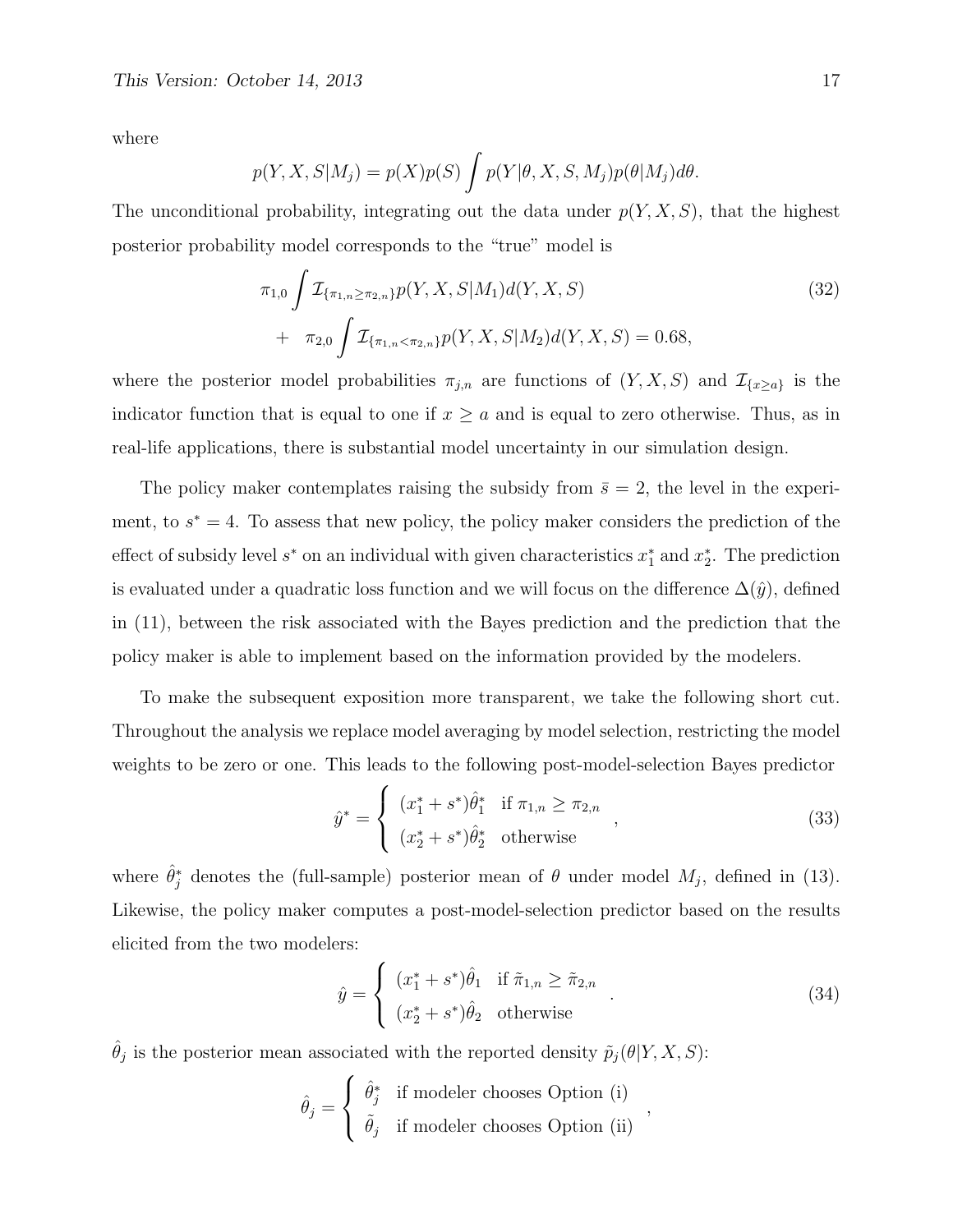where

$$p(Y, X, S|M_j) = p(X)p(S) \int p(Y|\theta, X, S, M_j)p(\theta|M_j)d\theta.$$

The unconditional probability, integrating out the data under $p(Y, X, S)$, that the highest posterior probability model corresponds to the "true" model is

$$\begin{aligned} & \pi_{1,0} \int \mathcal{I}_{\{\pi_{1,n} \geq \pi_{2,n}\}} p(Y, X, S|M_1) d(Y, X, S) \\ & + \quad \pi_{2,0} \int \mathcal{I}_{\{\pi_{1,n} < \pi_{2,n}\}} p(Y, X, S|M_2) d(Y, X, S) = 0.68, \end{aligned} \tag{32}$$

where the posterior model probabilities $\pi_{j,n}$ are functions of $(Y, X, S)$ and $\mathcal{I}_{\{x \geq a\}}$ is the indicator function that is equal to one if $x \geq a$ and is equal to zero otherwise. Thus, as in real-life applications, there is substantial model uncertainty in our simulation design.

The policy maker contemplates raising the subsidy from $\bar{s} = 2$, the level in the experiment, to $s^* = 4$. To assess that new policy, the policy maker considers the prediction of the effect of subsidy level $s^*$ on an individual with given characteristics $x_1^*$ and $x_2^*$. The prediction is evaluated under a quadratic loss function and we will focus on the difference $\Delta(\hat{y})$, defined in (11), between the risk associated with the Bayes prediction and the prediction that the policy maker is able to implement based on the information provided by the modelers.

To make the subsequent exposition more transparent, we take the following short cut. Throughout the analysis we replace model averaging by model selection, restricting the model weights to be zero or one. This leads to the following post-model-selection Bayes predictor

$$\hat{y}^* = \begin{cases} (x_1^* + s^*)\hat{\theta}_1^* & \text{if } \pi_{1,n} \geq \pi_{2,n} \\ (x_2^* + s^*)\hat{\theta}_2^* & \text{otherwise} \end{cases}, \tag{33}$$

where $\hat{\theta}_j^*$ denotes the (full-sample) posterior mean of $\theta$ under model $M_j$, defined in (13). Likewise, the policy maker computes a post-model-selection predictor based on the results elicited from the two modelers:

$$\hat{y} = \begin{cases} (x_1^* + s^*)\hat{\theta}_1 & \text{if } \tilde{\pi}_{1,n} \geq \tilde{\pi}_{2,n} \\ (x_2^* + s^*)\hat{\theta}_2 & \text{otherwise} \end{cases}. \tag{34}$$

$\hat{\theta}_j$ is the posterior mean associated with the reported density $\tilde{p}_j(\theta|Y, X, S)$:

$$\hat{\theta}_j = \begin{cases} \hat{\theta}_j^* & \text{if modeler chooses Option (i)} \\ \tilde{\theta}_j & \text{if modeler chooses Option (ii)} \end{cases},$$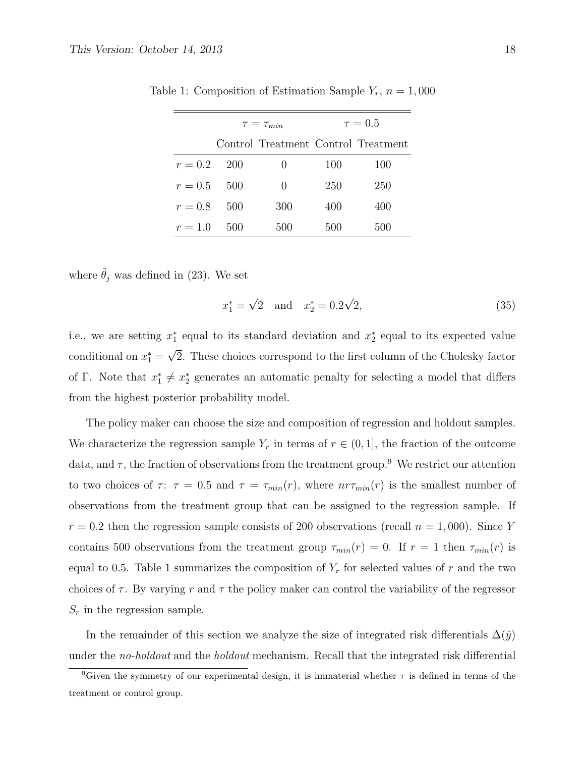Table 1: Composition of Estimation Sample $Y_r$, $n = 1,000$

| | $\tau = \tau_{min}$ | | $\tau = 0.5$ | |
|---|---|---|---|---|
| | Control | Treatment | Control | Treatment |
| $r = 0.2$ | 200 | 0 | 100 | 100 |
| $r = 0.5$ | 500 | 0 | 250 | 250 |
| $r = 0.8$ | 500 | 300 | 400 | 400 |
| $r = 1.0$ | 500 | 500 | 500 | 500 |

where $\tilde{\theta}_j$ was defined in (23). We set

$$x_1^* = \sqrt{2} \quad \text{and} \quad x_2^* = 0.2\sqrt{2}, \tag{35}$$

i.e., we are setting $x_1^*$ equal to its standard deviation and $x_2^*$ equal to its expected value conditional on $x_1^* = \sqrt{2}$. These choices correspond to the first column of the Cholesky factor of $\Gamma$. Note that $x_1^* \neq x_2^*$ generates an automatic penalty for selecting a model that differs from the highest posterior probability model.

The policy maker can choose the size and composition of regression and holdout samples. We characterize the regression sample $Y_r$ in terms of $r \in (0, 1]$, the fraction of the outcome data, and $\tau$, the fraction of observations from the treatment group.[9] We restrict our attention to two choices of $\tau$: $\tau = 0.5$ and $\tau = \tau_{min}(r)$, where $nr\tau_{min}(r)$ is the smallest number of observations from the treatment group that can be assigned to the regression sample. If $r = 0.2$ then the regression sample consists of 200 observations (recall $n = 1,000$). Since $Y$ contains 500 observations from the treatment group $\tau_{min}(r) = 0$. If $r = 1$ then $\tau_{min}(r)$ is equal to 0.5. Table 1 summarizes the composition of $Y_r$ for selected values of $r$ and the two choices of $\tau$. By varying $r$ and $\tau$ the policy maker can control the variability of the regressor $S_r$ in the regression sample.

In the remainder of this section we analyze the size of integrated risk differentials $\Delta(\hat{y})$ under the *no-holdout* and the *holdout* mechanism. Recall that the integrated risk differential

[9] Given the symmetry of our experimental design, it is immaterial whether $\tau$ is defined in terms of the treatment or control group.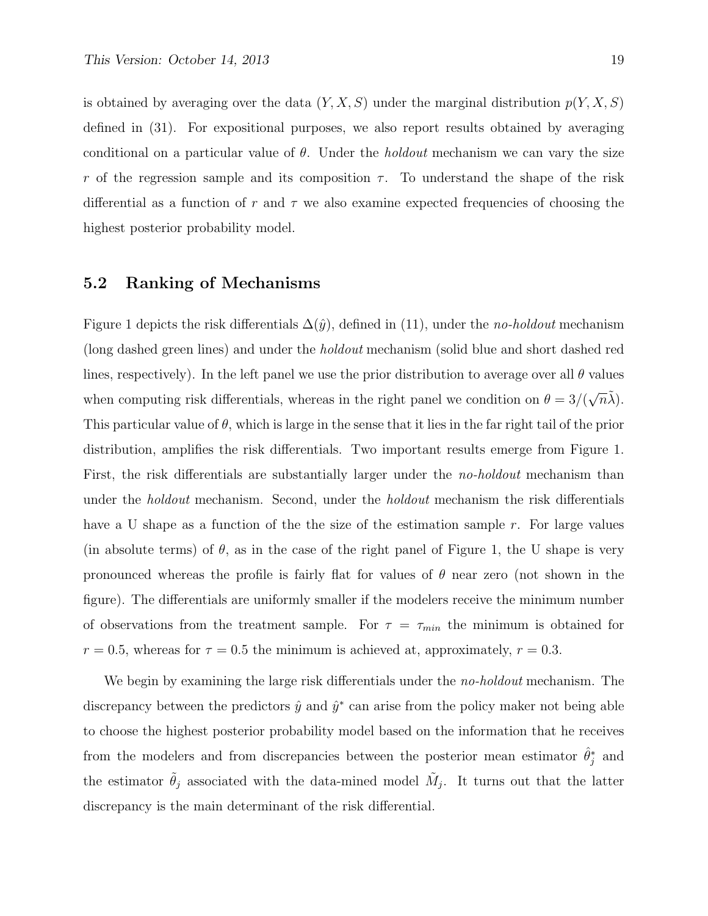is obtained by averaging over the data $(Y, X, S)$ under the marginal distribution $p(Y, X, S)$ defined in (31). For expositional purposes, we also report results obtained by averaging conditional on a particular value of $\theta$. Under the *holdout* mechanism we can vary the size $r$ of the regression sample and its composition $\tau$. To understand the shape of the risk differential as a function of $r$ and $\tau$ we also examine expected frequencies of choosing the highest posterior probability model.

## 5.2 Ranking of Mechanisms

Figure 1 depicts the risk differentials $\Delta(\hat{y})$, defined in (11), under the *no-holdout* mechanism (long dashed green lines) and under the *holdout* mechanism (solid blue and short dashed red lines, respectively). In the left panel we use the prior distribution to average over all $\theta$ values when computing risk differentials, whereas in the right panel we condition on $\theta = 3/(\sqrt{n}\tilde{\lambda})$. This particular value of $\theta$, which is large in the sense that it lies in the far right tail of the prior distribution, amplifies the risk differentials. Two important results emerge from Figure 1. First, the risk differentials are substantially larger under the *no-holdout* mechanism than under the *holdout* mechanism. Second, under the *holdout* mechanism the risk differentials have a U shape as a function of the the size of the estimation sample $r$. For large values (in absolute terms) of $\theta$, as in the case of the right panel of Figure 1, the U shape is very pronounced whereas the profile is fairly flat for values of $\theta$ near zero (not shown in the figure). The differentials are uniformly smaller if the modelers receive the minimum number of observations from the treatment sample. For $\tau = \tau_{min}$ the minimum is obtained for $r = 0.5$, whereas for $\tau = 0.5$ the minimum is achieved at, approximately, $r = 0.3$.

We begin by examining the large risk differentials under the *no-holdout* mechanism. The discrepancy between the predictors $\hat{y}$ and $\hat{y}^*$ can arise from the policy maker not being able to choose the highest posterior probability model based on the information that he receives from the modelers and from discrepancies between the posterior mean estimator $\hat{\theta}_j^*$ and the estimator $\tilde{\theta}_j$ associated with the data-mined model $\tilde{M}_j$. It turns out that the latter discrepancy is the main determinant of the risk differential.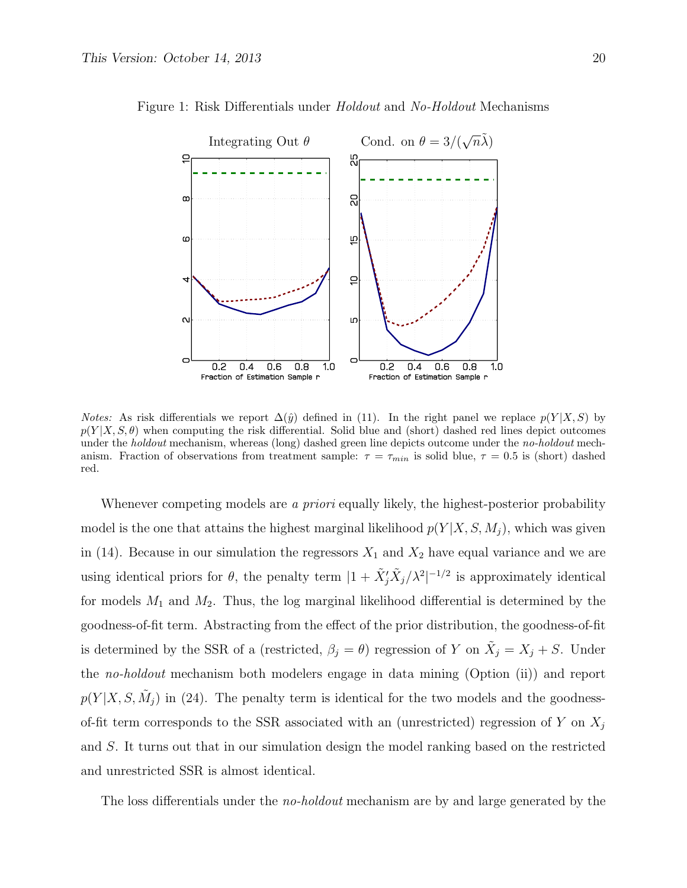Figure 1: Risk Differentials under *Holdout* and *No-Holdout* Mechanisms

*Notes:* As risk differentials we report $\Delta(\hat{y})$ defined in (11). In the right panel we replace $p(Y|X,S)$ by $p(Y|X,S,\theta)$ when computing the risk differential. Solid blue and (short) dashed red lines depict outcomes under the *holdout* mechanism, whereas (long) dashed green line depicts outcome under the *no-holdout* mechanism. Fraction of observations from treatment sample: $\tau = \tau_{min}$ is solid blue, $\tau = 0.5$ is (short) dashed red.

Whenever competing models are *a priori* equally likely, the highest-posterior probability model is the one that attains the highest marginal likelihood $p(Y|X,S,M_j)$, which was given in (14). Because in our simulation the regressors $X_1$ and $X_2$ have equal variance and we are using identical priors for $\theta$, the penalty term $|1 + \tilde{X}_j'\tilde{X}_j/\lambda^2|^{-1/2}$ is approximately identical for models $M_1$ and $M_2$. Thus, the log marginal likelihood differential is determined by the goodness-of-fit term. Abstracting from the effect of the prior distribution, the goodness-of-fit is determined by the SSR of a (restricted, $\beta_j = \theta$) regression of $Y$ on $\tilde{X}_j = X_j + S$. Under the *no-holdout* mechanism both modelers engage in data mining (Option (ii)) and report $p(Y|X,S,\tilde{M}_j)$ in (24). The penalty term is identical for the two models and the goodness-of-fit term corresponds to the SSR associated with an (unrestricted) regression of $Y$ on $X_j$ and $S$. It turns out that in our simulation design the model ranking based on the restricted and unrestricted SSR is almost identical.

The loss differentials under the *no-holdout* mechanism are by and large generated by the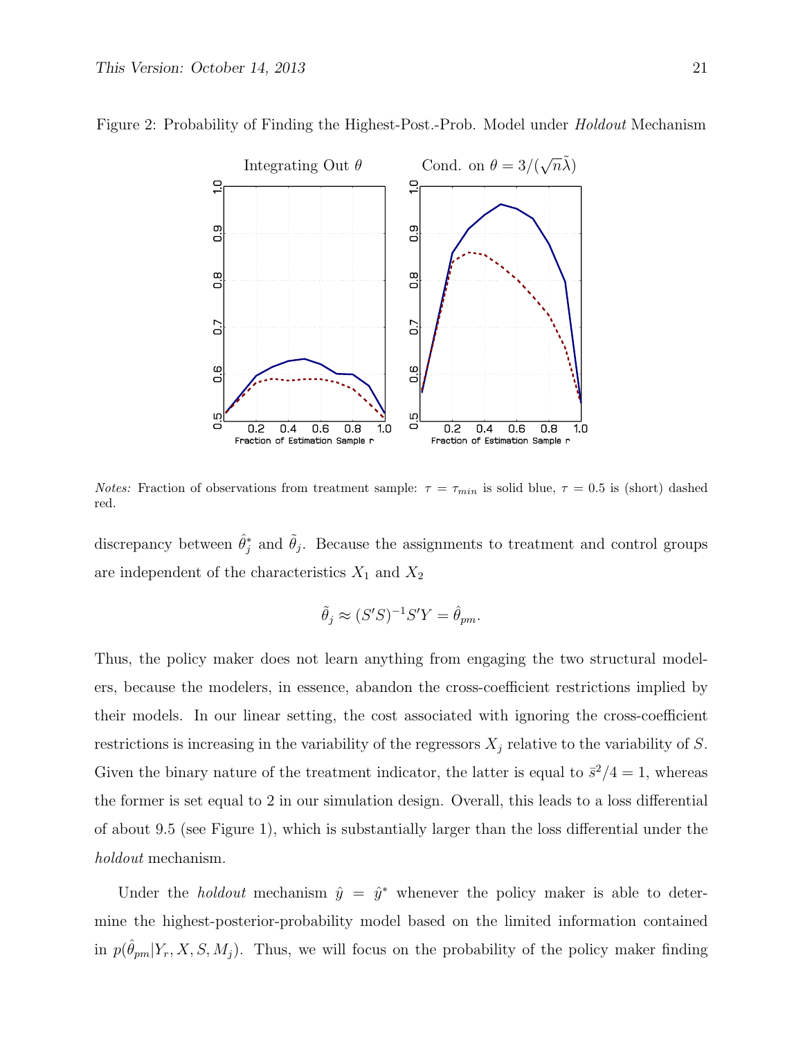Figure 2: Probability of Finding the Highest-Post.-Prob. Model under *Holdout* Mechanism

*Notes:* Fraction of observations from treatment sample: $\tau = \tau_{min}$ is solid blue, $\tau = 0.5$ is (short) dashed red.

discrepancy between $\hat{\theta}_j^*$ and $\tilde{\theta}_j$. Because the assignments to treatment and control groups are independent of the characteristics $X_1$ and $X_2$

$$\tilde{\theta}_j \approx (S'S)^{-1}S'Y = \hat{\theta}_{pm}.$$

Thus, the policy maker does not learn anything from engaging the two structural modelers, because the modelers, in essence, abandon the cross-coefficient restrictions implied by their models. In our linear setting, the cost associated with ignoring the cross-coefficient restrictions is increasing in the variability of the regressors $X_j$ relative to the variability of $S$. Given the binary nature of the treatment indicator, the latter is equal to $\bar{s}^2/4 = 1$, whereas the former is set equal to 2 in our simulation design. Overall, this leads to a loss differential of about 9.5 (see Figure 1), which is substantially larger than the loss differential under the *holdout* mechanism.

Under the *holdout* mechanism $\hat{y} = \hat{y}^*$ whenever the policy maker is able to determine the highest-posterior-probability model based on the limited information contained in $p(\hat{\theta}_{pm}|Y_r, X, S, M_j)$. Thus, we will focus on the probability of the policy maker finding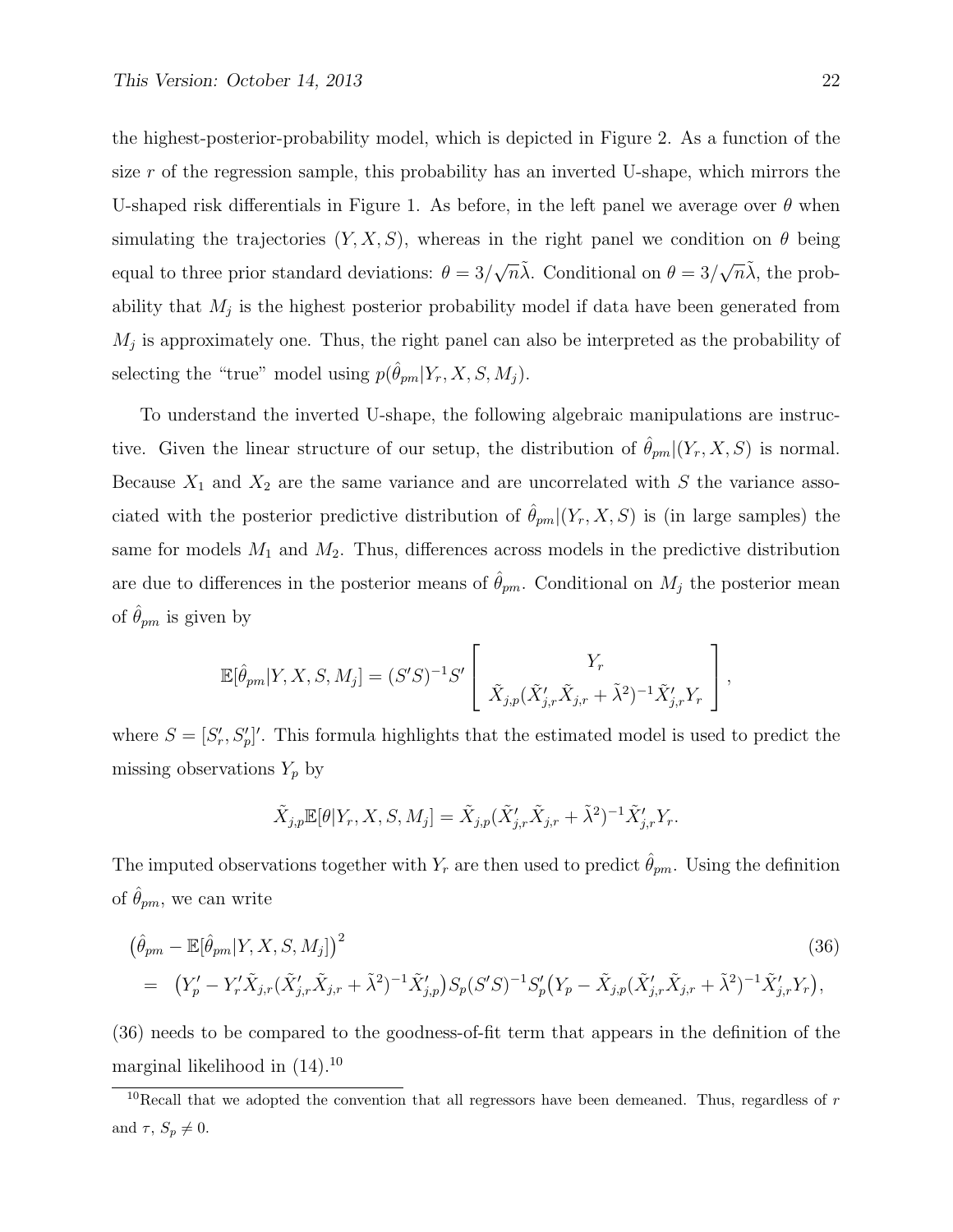the highest-posterior-probability model, which is depicted in Figure 2. As a function of the size $r$ of the regression sample, this probability has an inverted U-shape, which mirrors the U-shaped risk differentials in Figure 1. As before, in the left panel we average over $\theta$ when simulating the trajectories $(Y, X, S)$, whereas in the right panel we condition on $\theta$ being equal to three prior standard deviations: $\theta = 3/\sqrt{n}\tilde{\lambda}$. Conditional on $\theta = 3/\sqrt{n}\tilde{\lambda}$, the probability that $M_j$ is the highest posterior probability model if data have been generated from $M_j$ is approximately one. Thus, the right panel can also be interpreted as the probability of selecting the "true" model using $p(\hat{\theta}_{pm}|Y_r, X, S, M_j)$.

To understand the inverted U-shape, the following algebraic manipulations are instructive. Given the linear structure of our setup, the distribution of $\hat{\theta}_{pm}|(Y_r, X, S)$ is normal. Because $X_1$ and $X_2$ are the same variance and are uncorrelated with $S$ the variance associated with the posterior predictive distribution of $\hat{\theta}_{pm}|(Y_r, X, S)$ is (in large samples) the same for models $M_1$ and $M_2$. Thus, differences across models in the predictive distribution are due to differences in the posterior means of $\hat{\theta}_{pm}$. Conditional on $M_j$ the posterior mean of $\hat{\theta}_{pm}$ is given by

$$\mathbb{E}[\hat{\theta}_{pm}|Y, X, S, M_j] = (S'S)^{-1}S' \left[ \begin{array}{c} Y_r \\ \tilde{X}_{j,p}(\tilde{X}_{j,r}'\tilde{X}_{j,r} + \tilde{\lambda}^2)^{-1}\tilde{X}_{j,r}'Y_r \end{array} \right],$$

where $S = [S_r', S_p']'$. This formula highlights that the estimated model is used to predict the missing observations $Y_p$ by

$$\tilde{X}_{j,p}\mathbb{E}[\theta|Y_r, X, S, M_j] = \tilde{X}_{j,p}(\tilde{X}_{j,r}'\tilde{X}_{j,r} + \tilde{\lambda}^2)^{-1}\tilde{X}_{j,r}'Y_r.$$

The imputed observations together with $Y_r$ are then used to predict $\hat{\theta}_{pm}$. Using the definition of $\hat{\theta}_{pm}$, we can write

$$\begin{aligned} &\big(\hat{\theta}_{pm} - \mathbb{E}[\hat{\theta}_{pm}|Y, X, S, M_j]\big)^2 \qquad (36) \\ &= \big(Y_p' - Y_r'\tilde{X}_{j,r}(\tilde{X}_{j,r}'\tilde{X}_{j,r} + \tilde{\lambda}^2)^{-1}\tilde{X}_{j,p}'\big)S_p(S'S)^{-1}S_p'\big(Y_p - \tilde{X}_{j,p}(\tilde{X}_{j,r}'\tilde{X}_{j,r} + \tilde{\lambda}^2)^{-1}\tilde{X}_{j,r}'Y_r\big), \end{aligned}$$

(36) needs to be compared to the goodness-of-fit term that appears in the definition of the marginal likelihood in (14).[10]

[10] Recall that we adopted the convention that all regressors have been demeaned. Thus, regardless of $r$ and $\tau$, $S_p \neq 0$.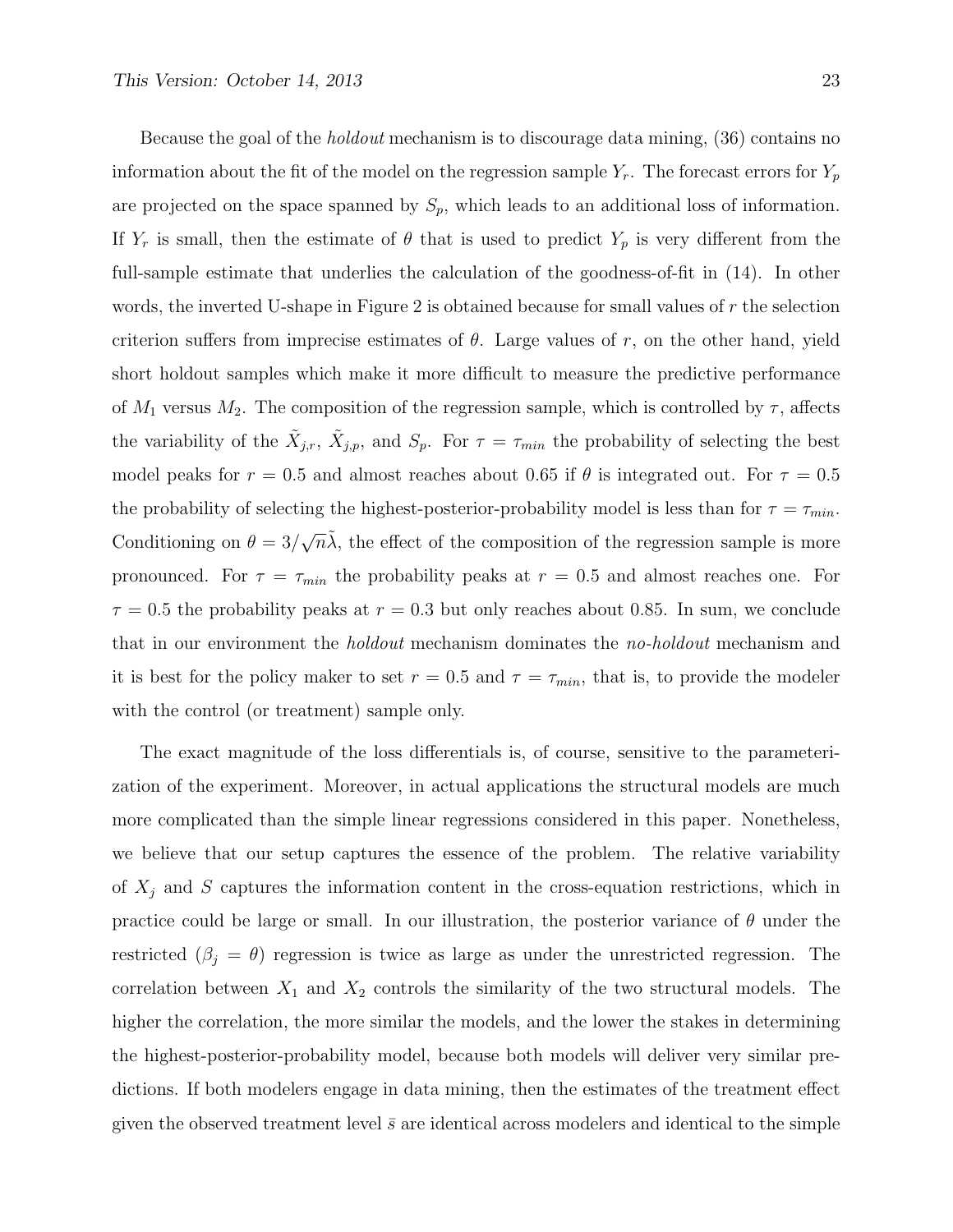Because the goal of the *holdout* mechanism is to discourage data mining, (36) contains no information about the fit of the model on the regression sample $Y_r$. The forecast errors for $Y_p$ are projected on the space spanned by $S_p$, which leads to an additional loss of information. If $Y_r$ is small, then the estimate of $\theta$ that is used to predict $Y_p$ is very different from the full-sample estimate that underlies the calculation of the goodness-of-fit in (14). In other words, the inverted U-shape in Figure 2 is obtained because for small values of $r$ the selection criterion suffers from imprecise estimates of $\theta$. Large values of $r$, on the other hand, yield short holdout samples which make it more difficult to measure the predictive performance of $M_1$ versus $M_2$. The composition of the regression sample, which is controlled by $\tau$, affects the variability of the $\tilde{X}_{j,r}$, $\tilde{X}_{j,p}$, and $S_p$. For $\tau = \tau_{min}$ the probability of selecting the best model peaks for $r = 0.5$ and almost reaches about 0.65 if $\theta$ is integrated out. For $\tau = 0.5$ the probability of selecting the highest-posterior-probability model is less than for $\tau = \tau_{min}$. Conditioning on $\theta = 3/\sqrt{n}\tilde{\lambda}$, the effect of the composition of the regression sample is more pronounced. For $\tau = \tau_{min}$ the probability peaks at $r = 0.5$ and almost reaches one. For $\tau = 0.5$ the probability peaks at $r = 0.3$ but only reaches about 0.85. In sum, we conclude that in our environment the *holdout* mechanism dominates the *no-holdout* mechanism and it is best for the policy maker to set $r = 0.5$ and $\tau = \tau_{min}$, that is, to provide the modeler with the control (or treatment) sample only.

The exact magnitude of the loss differentials is, of course, sensitive to the parameterization of the experiment. Moreover, in actual applications the structural models are much more complicated than the simple linear regressions considered in this paper. Nonetheless, we believe that our setup captures the essence of the problem. The relative variability of $X_j$ and $S$ captures the information content in the cross-equation restrictions, which in practice could be large or small. In our illustration, the posterior variance of $\theta$ under the restricted ($\beta_j = \theta$) regression is twice as large as under the unrestricted regression. The correlation between $X_1$ and $X_2$ controls the similarity of the two structural models. The higher the correlation, the more similar the models, and the lower the stakes in determining the highest-posterior-probability model, because both models will deliver very similar predictions. If both modelers engage in data mining, then the estimates of the treatment effect given the observed treatment level $\bar{s}$ are identical across modelers and identical to the simple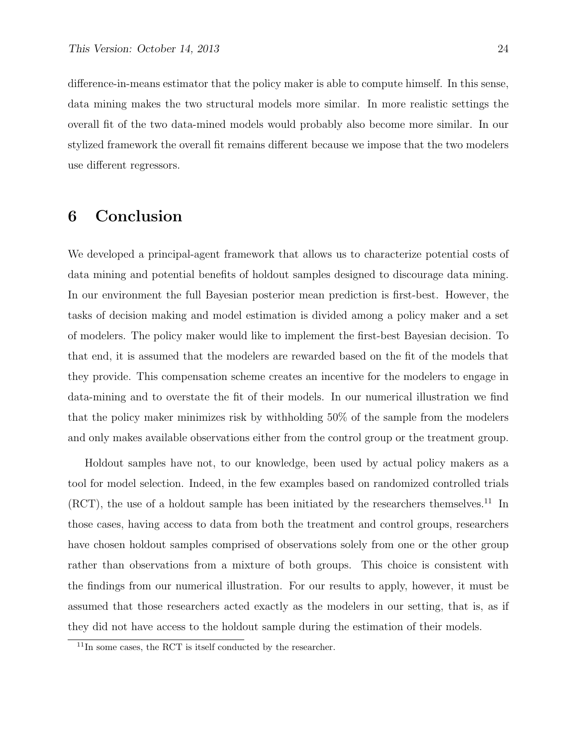difference-in-means estimator that the policy maker is able to compute himself. In this sense, data mining makes the two structural models more similar. In more realistic settings the overall fit of the two data-mined models would probably also become more similar. In our stylized framework the overall fit remains different because we impose that the two modelers use different regressors.

# 6 Conclusion

We developed a principal-agent framework that allows us to characterize potential costs of data mining and potential benefits of holdout samples designed to discourage data mining. In our environment the full Bayesian posterior mean prediction is first-best. However, the tasks of decision making and model estimation is divided among a policy maker and a set of modelers. The policy maker would like to implement the first-best Bayesian decision. To that end, it is assumed that the modelers are rewarded based on the fit of the models that they provide. This compensation scheme creates an incentive for the modelers to engage in data-mining and to overstate the fit of their models. In our numerical illustration we find that the policy maker minimizes risk by withholding 50% of the sample from the modelers and only makes available observations either from the control group or the treatment group.

Holdout samples have not, to our knowledge, been used by actual policy makers as a tool for model selection. Indeed, in the few examples based on randomized controlled trials (RCT), the use of a holdout sample has been initiated by the researchers themselves.[11] In those cases, having access to data from both the treatment and control groups, researchers have chosen holdout samples comprised of observations solely from one or the other group rather than observations from a mixture of both groups. This choice is consistent with the findings from our numerical illustration. For our results to apply, however, it must be assumed that those researchers acted exactly as the modelers in our setting, that is, as if they did not have access to the holdout sample during the estimation of their models.

[11] In some cases, the RCT is itself conducted by the researcher.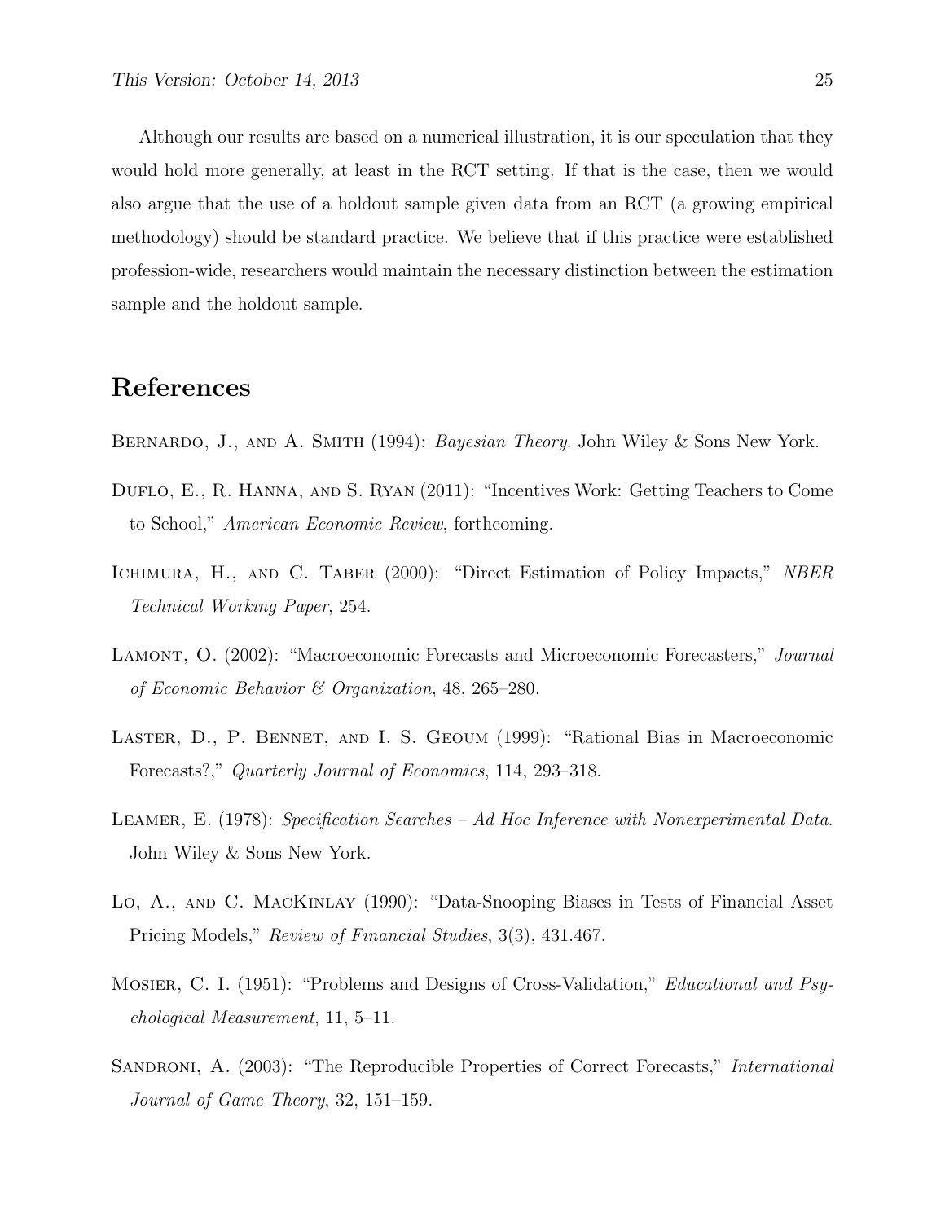Although our results are based on a numerical illustration, it is our speculation that they would hold more generally, at least in the RCT setting. If that is the case, then we would also argue that the use of a holdout sample given data from an RCT (a growing empirical methodology) should be standard practice. We believe that if this practice were established profession-wide, researchers would maintain the necessary distinction between the estimation sample and the holdout sample.

# References

Bernardo, J., and A. Smith (1994): *Bayesian Theory*. John Wiley & Sons New York.

Duflo, E., R. Hanna, and S. Ryan (2011): "Incentives Work: Getting Teachers to Come to School," *American Economic Review*, forthcoming.

Ichimura, H., and C. Taber (2000): "Direct Estimation of Policy Impacts," *NBER Technical Working Paper*, 254.

Lamont, O. (2002): "Macroeconomic Forecasts and Microeconomic Forecasters," *Journal of Economic Behavior & Organization*, 48, 265–280.

Laster, D., P. Bennet, and I. S. Geoum (1999): "Rational Bias in Macroeconomic Forecasts?," *Quarterly Journal of Economics*, 114, 293–318.

Leamer, E. (1978): *Specification Searches – Ad Hoc Inference with Nonexperimental Data*. John Wiley & Sons New York.

Lo, A., and C. MacKinlay (1990): "Data-Snooping Biases in Tests of Financial Asset Pricing Models," *Review of Financial Studies*, 3(3), 431.467.

Mosier, C. I. (1951): "Problems and Designs of Cross-Validation," *Educational and Psychological Measurement*, 11, 5–11.

Sandroni, A. (2003): "The Reproducible Properties of Correct Forecasts," *International Journal of Game Theory*, 32, 151–159.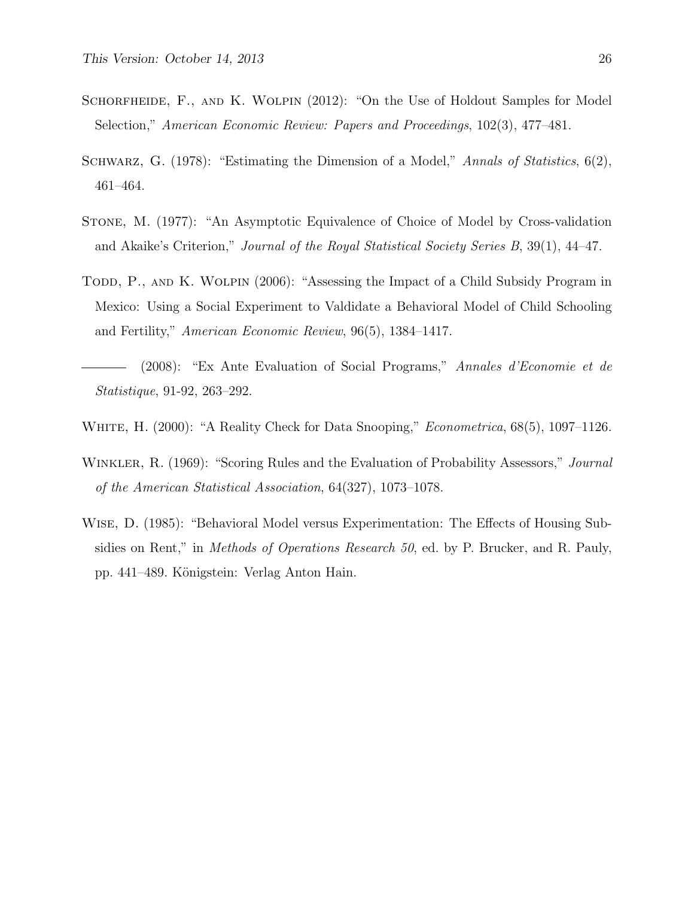Schorfheide, F., and K. Wolpin (2012): "On the Use of Holdout Samples for Model Selection," *American Economic Review: Papers and Proceedings*, 102(3), 477–481.

Schwarz, G. (1978): "Estimating the Dimension of a Model," *Annals of Statistics*, 6(2), 461–464.

Stone, M. (1977): "An Asymptotic Equivalence of Choice of Model by Cross-validation and Akaike's Criterion," *Journal of the Royal Statistical Society Series B*, 39(1), 44–47.

Todd, P., and K. Wolpin (2006): "Assessing the Impact of a Child Subsidy Program in Mexico: Using a Social Experiment to Valdidate a Behavioral Model of Child Schooling and Fertility," *American Economic Review*, 96(5), 1384–1417.

——— (2008): "Ex Ante Evaluation of Social Programs," *Annales d'Economie et de Statistique*, 91-92, 263–292.

White, H. (2000): "A Reality Check for Data Snooping," *Econometrica*, 68(5), 1097–1126.

Winkler, R. (1969): "Scoring Rules and the Evaluation of Probability Assessors," *Journal of the American Statistical Association*, 64(327), 1073–1078.

Wise, D. (1985): "Behavioral Model versus Experimentation: The Effects of Housing Subsidies on Rent," in *Methods of Operations Research 50*, ed. by P. Brucker, and R. Pauly, pp. 441–489. Königstein: Verlag Anton Hain.